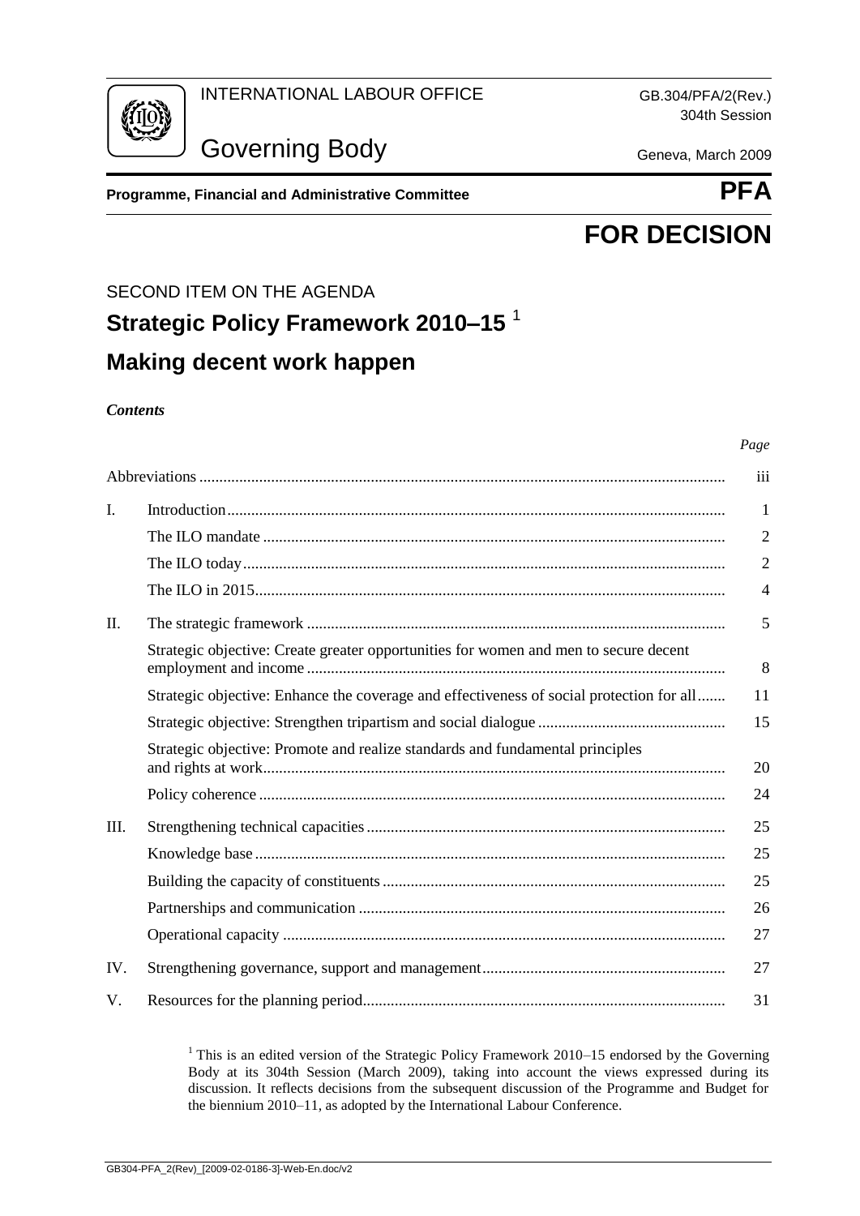INTERNATIONAL LABOUR OFFICE

GB.304/PFA/2(Rev.)
304th Session

# Governing Body

Geneva, March 2009

**Programme, Financial and Administrative Committee** **PFA**

# FOR DECISION

SECOND ITEM ON THE AGENDA

## Strategic Policy Framework 2010–15 [1]

## Making decent work happen

***Contents***

| | | *Page* |
|---|---|---|
| Abbreviations | | iii |
| I. | Introduction | 1 |
| | The ILO mandate | 2 |
| | The ILO today | 2 |
| | The ILO in 2015 | 4 |
| II. | The strategic framework | 5 |
| | Strategic objective: Create greater opportunities for women and men to secure decent employment and income | 8 |
| | Strategic objective: Enhance the coverage and effectiveness of social protection for all | 11 |
| | Strategic objective: Strengthen tripartism and social dialogue | 15 |
| | Strategic objective: Promote and realize standards and fundamental principles and rights at work | 20 |
| | Policy coherence | 24 |
| III. | Strengthening technical capacities | 25 |
| | Knowledge base | 25 |
| | Building the capacity of constituents | 25 |
| | Partnerships and communication | 26 |
| | Operational capacity | 27 |
| IV. | Strengthening governance, support and management | 27 |
| V. | Resources for the planning period | 31 |

[1] This is an edited version of the Strategic Policy Framework 2010–15 endorsed by the Governing Body at its 304th Session (March 2009), taking into account the views expressed during its discussion. It reflects decisions from the subsequent discussion of the Programme and Budget for the biennium 2010–11, as adopted by the International Labour Conference.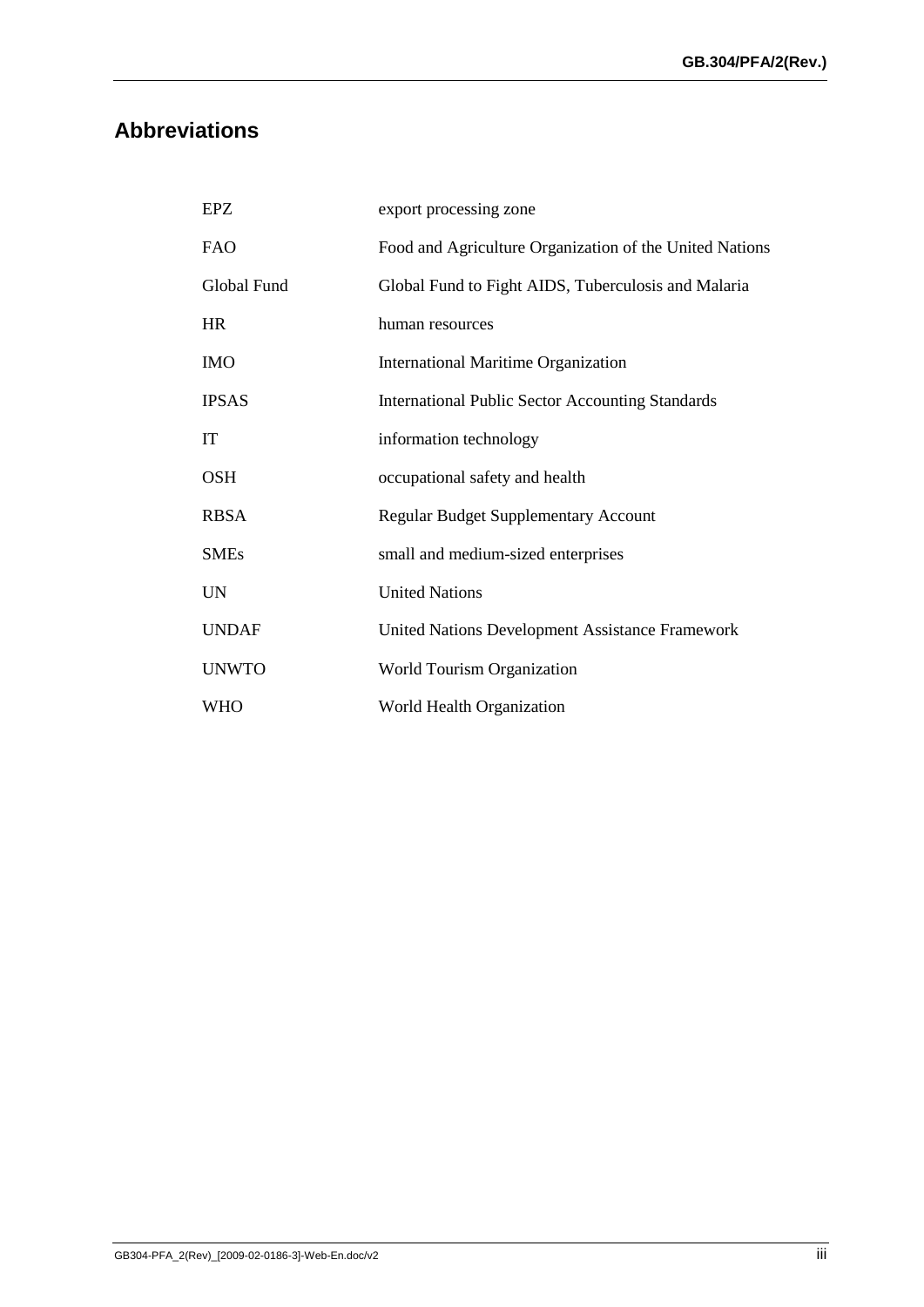## Abbreviations

| | |
|---|---|
| EPZ | export processing zone |
| FAO | Food and Agriculture Organization of the United Nations |
| Global Fund | Global Fund to Fight AIDS, Tuberculosis and Malaria |
| HR | human resources |
| IMO | International Maritime Organization |
| IPSAS | International Public Sector Accounting Standards |
| IT | information technology |
| OSH | occupational safety and health |
| RBSA | Regular Budget Supplementary Account |
| SMEs | small and medium-sized enterprises |
| UN | United Nations |
| UNDAF | United Nations Development Assistance Framework |
| UNWTO | World Tourism Organization |
| WHO | World Health Organization |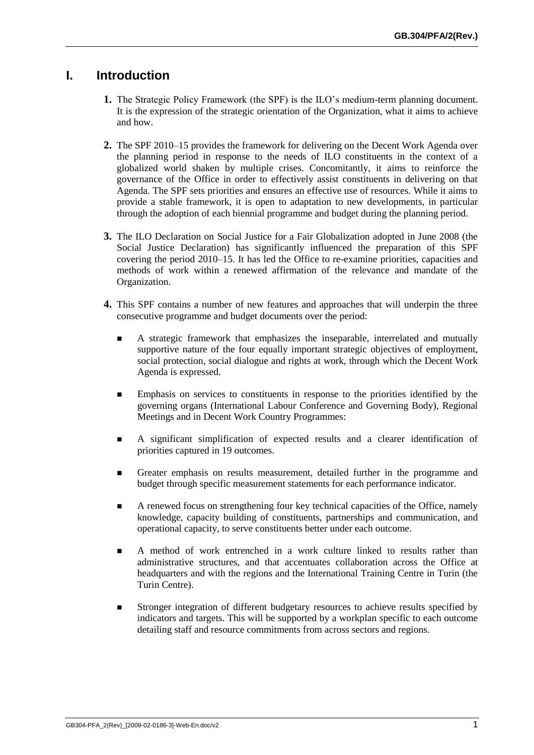# I. Introduction

**1.** The Strategic Policy Framework (the SPF) is the ILO's medium-term planning document. It is the expression of the strategic orientation of the Organization, what it aims to achieve and how.

**2.** The SPF 2010–15 provides the framework for delivering on the Decent Work Agenda over the planning period in response to the needs of ILO constituents in the context of a globalized world shaken by multiple crises. Concomitantly, it aims to reinforce the governance of the Office in order to effectively assist constituents in delivering on that Agenda. The SPF sets priorities and ensures an effective use of resources. While it aims to provide a stable framework, it is open to adaptation to new developments, in particular through the adoption of each biennial programme and budget during the planning period.

**3.** The ILO Declaration on Social Justice for a Fair Globalization adopted in June 2008 (the Social Justice Declaration) has significantly influenced the preparation of this SPF covering the period 2010–15. It has led the Office to re-examine priorities, capacities and methods of work within a renewed affirmation of the relevance and mandate of the Organization.

**4.** This SPF contains a number of new features and approaches that will underpin the three consecutive programme and budget documents over the period:

- A strategic framework that emphasizes the inseparable, interrelated and mutually supportive nature of the four equally important strategic objectives of employment, social protection, social dialogue and rights at work, through which the Decent Work Agenda is expressed.
- Emphasis on services to constituents in response to the priorities identified by the governing organs (International Labour Conference and Governing Body), Regional Meetings and in Decent Work Country Programmes:
- A significant simplification of expected results and a clearer identification of priorities captured in 19 outcomes.
- Greater emphasis on results measurement, detailed further in the programme and budget through specific measurement statements for each performance indicator.
- A renewed focus on strengthening four key technical capacities of the Office, namely knowledge, capacity building of constituents, partnerships and communication, and operational capacity, to serve constituents better under each outcome.
- A method of work entrenched in a work culture linked to results rather than administrative structures, and that accentuates collaboration across the Office at headquarters and with the regions and the International Training Centre in Turin (the Turin Centre).
- Stronger integration of different budgetary resources to achieve results specified by indicators and targets. This will be supported by a workplan specific to each outcome detailing staff and resource commitments from across sectors and regions.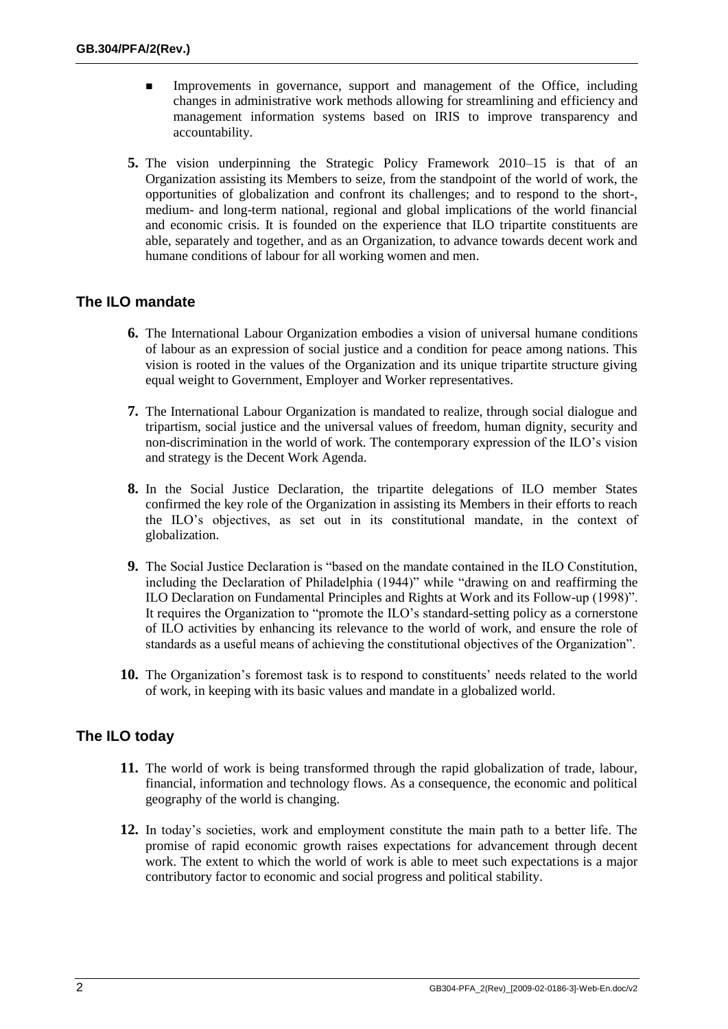- Improvements in governance, support and management of the Office, including changes in administrative work methods allowing for streamlining and efficiency and management information systems based on IRIS to improve transparency and accountability.

**5.** The vision underpinning the Strategic Policy Framework 2010–15 is that of an Organization assisting its Members to seize, from the standpoint of the world of work, the opportunities of globalization and confront its challenges; and to respond to the short-, medium- and long-term national, regional and global implications of the world financial and economic crisis. It is founded on the experience that ILO tripartite constituents are able, separately and together, and as an Organization, to advance towards decent work and humane conditions of labour for all working women and men.

## The ILO mandate

**6.** The International Labour Organization embodies a vision of universal humane conditions of labour as an expression of social justice and a condition for peace among nations. This vision is rooted in the values of the Organization and its unique tripartite structure giving equal weight to Government, Employer and Worker representatives.

**7.** The International Labour Organization is mandated to realize, through social dialogue and tripartism, social justice and the universal values of freedom, human dignity, security and non-discrimination in the world of work. The contemporary expression of the ILO's vision and strategy is the Decent Work Agenda.

**8.** In the Social Justice Declaration, the tripartite delegations of ILO member States confirmed the key role of the Organization in assisting its Members in their efforts to reach the ILO's objectives, as set out in its constitutional mandate, in the context of globalization.

**9.** The Social Justice Declaration is "based on the mandate contained in the ILO Constitution, including the Declaration of Philadelphia (1944)" while "drawing on and reaffirming the ILO Declaration on Fundamental Principles and Rights at Work and its Follow-up (1998)". It requires the Organization to "promote the ILO's standard-setting policy as a cornerstone of ILO activities by enhancing its relevance to the world of work, and ensure the role of standards as a useful means of achieving the constitutional objectives of the Organization".

**10.** The Organization's foremost task is to respond to constituents' needs related to the world of work, in keeping with its basic values and mandate in a globalized world.

## The ILO today

**11.** The world of work is being transformed through the rapid globalization of trade, labour, financial, information and technology flows. As a consequence, the economic and political geography of the world is changing.

**12.** In today's societies, work and employment constitute the main path to a better life. The promise of rapid economic growth raises expectations for advancement through decent work. The extent to which the world of work is able to meet such expectations is a major contributory factor to economic and social progress and political stability.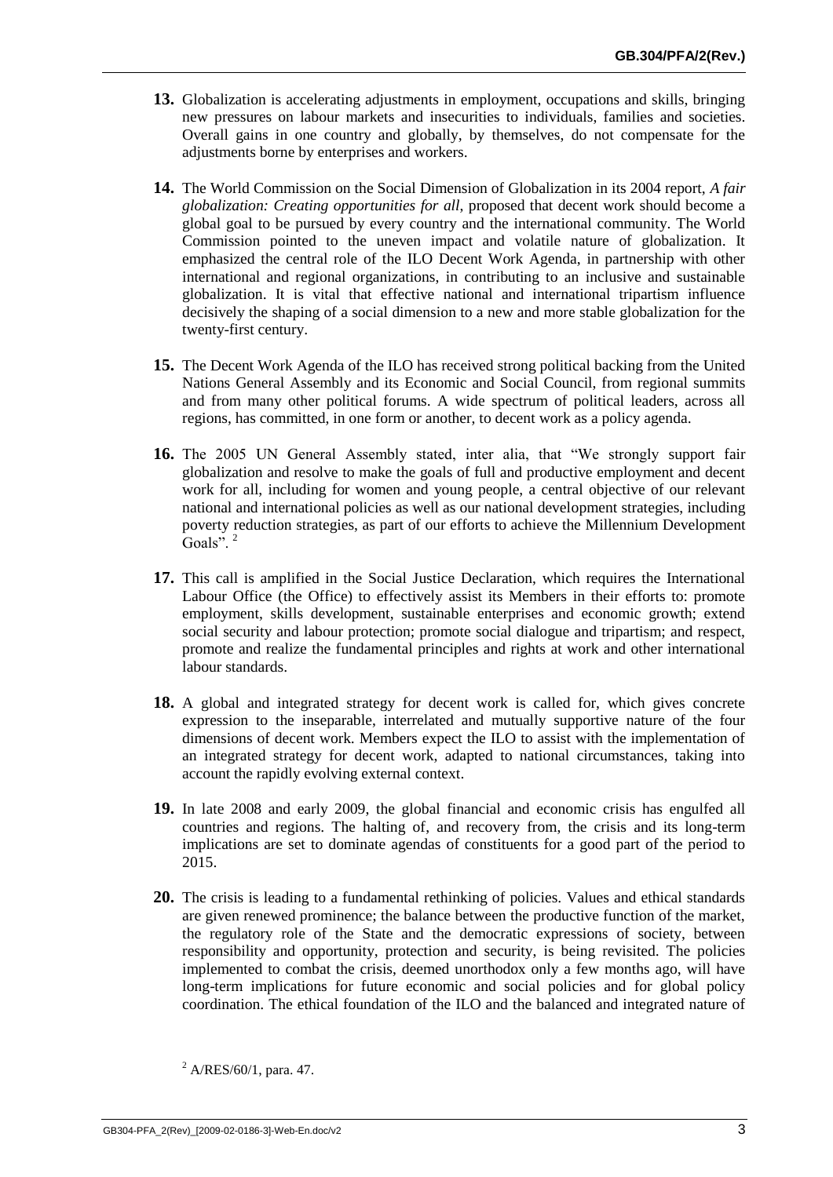**13.** Globalization is accelerating adjustments in employment, occupations and skills, bringing new pressures on labour markets and insecurities to individuals, families and societies. Overall gains in one country and globally, by themselves, do not compensate for the adjustments borne by enterprises and workers.

**14.** The World Commission on the Social Dimension of Globalization in its 2004 report, *A fair globalization: Creating opportunities for all*, proposed that decent work should become a global goal to be pursued by every country and the international community. The World Commission pointed to the uneven impact and volatile nature of globalization. It emphasized the central role of the ILO Decent Work Agenda, in partnership with other international and regional organizations, in contributing to an inclusive and sustainable globalization. It is vital that effective national and international tripartism influence decisively the shaping of a social dimension to a new and more stable globalization for the twenty-first century.

**15.** The Decent Work Agenda of the ILO has received strong political backing from the United Nations General Assembly and its Economic and Social Council, from regional summits and from many other political forums. A wide spectrum of political leaders, across all regions, has committed, in one form or another, to decent work as a policy agenda.

**16.** The 2005 UN General Assembly stated, inter alia, that "We strongly support fair globalization and resolve to make the goals of full and productive employment and decent work for all, including for women and young people, a central objective of our relevant national and international policies as well as our national development strategies, including poverty reduction strategies, as part of our efforts to achieve the Millennium Development Goals". [2]

**17.** This call is amplified in the Social Justice Declaration, which requires the International Labour Office (the Office) to effectively assist its Members in their efforts to: promote employment, skills development, sustainable enterprises and economic growth; extend social security and labour protection; promote social dialogue and tripartism; and respect, promote and realize the fundamental principles and rights at work and other international labour standards.

**18.** A global and integrated strategy for decent work is called for, which gives concrete expression to the inseparable, interrelated and mutually supportive nature of the four dimensions of decent work. Members expect the ILO to assist with the implementation of an integrated strategy for decent work, adapted to national circumstances, taking into account the rapidly evolving external context.

**19.** In late 2008 and early 2009, the global financial and economic crisis has engulfed all countries and regions. The halting of, and recovery from, the crisis and its long-term implications are set to dominate agendas of constituents for a good part of the period to 2015.

**20.** The crisis is leading to a fundamental rethinking of policies. Values and ethical standards are given renewed prominence; the balance between the productive function of the market, the regulatory role of the State and the democratic expressions of society, between responsibility and opportunity, protection and security, is being revisited. The policies implemented to combat the crisis, deemed unorthodox only a few months ago, will have long-term implications for future economic and social policies and for global policy coordination. The ethical foundation of the ILO and the balanced and integrated nature of

[2] A/RES/60/1, para. 47.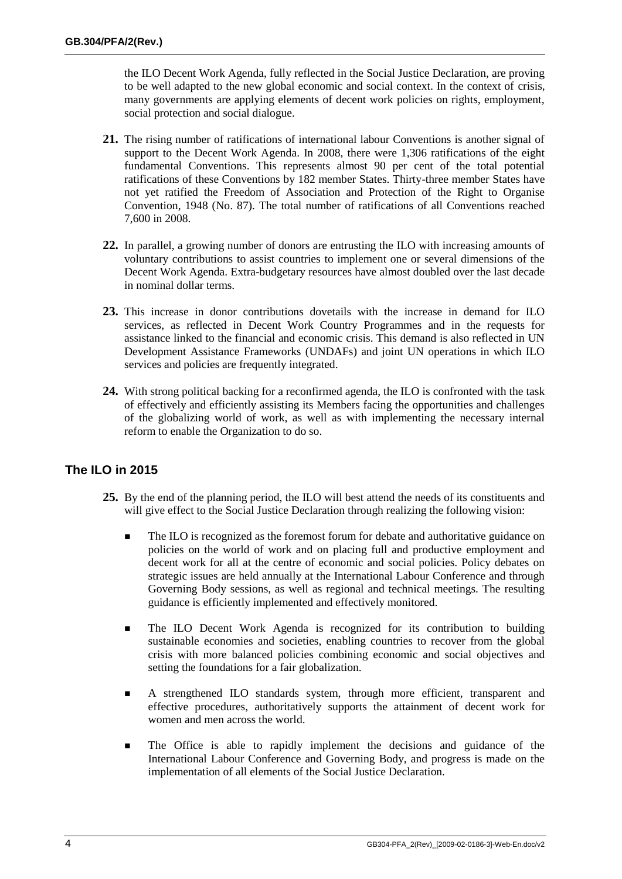the ILO Decent Work Agenda, fully reflected in the Social Justice Declaration, are proving to be well adapted to the new global economic and social context. In the context of crisis, many governments are applying elements of decent work policies on rights, employment, social protection and social dialogue.

**21.** The rising number of ratifications of international labour Conventions is another signal of support to the Decent Work Agenda. In 2008, there were 1,306 ratifications of the eight fundamental Conventions. This represents almost 90 per cent of the total potential ratifications of these Conventions by 182 member States. Thirty-three member States have not yet ratified the Freedom of Association and Protection of the Right to Organise Convention, 1948 (No. 87). The total number of ratifications of all Conventions reached 7,600 in 2008.

**22.** In parallel, a growing number of donors are entrusting the ILO with increasing amounts of voluntary contributions to assist countries to implement one or several dimensions of the Decent Work Agenda. Extra-budgetary resources have almost doubled over the last decade in nominal dollar terms.

**23.** This increase in donor contributions dovetails with the increase in demand for ILO services, as reflected in Decent Work Country Programmes and in the requests for assistance linked to the financial and economic crisis. This demand is also reflected in UN Development Assistance Frameworks (UNDAFs) and joint UN operations in which ILO services and policies are frequently integrated.

**24.** With strong political backing for a reconfirmed agenda, the ILO is confronted with the task of effectively and efficiently assisting its Members facing the opportunities and challenges of the globalizing world of work, as well as with implementing the necessary internal reform to enable the Organization to do so.

## The ILO in 2015

**25.** By the end of the planning period, the ILO will best attend the needs of its constituents and will give effect to the Social Justice Declaration through realizing the following vision:

- The ILO is recognized as the foremost forum for debate and authoritative guidance on policies on the world of work and on placing full and productive employment and decent work for all at the centre of economic and social policies. Policy debates on strategic issues are held annually at the International Labour Conference and through Governing Body sessions, as well as regional and technical meetings. The resulting guidance is efficiently implemented and effectively monitored.
- The ILO Decent Work Agenda is recognized for its contribution to building sustainable economies and societies, enabling countries to recover from the global crisis with more balanced policies combining economic and social objectives and setting the foundations for a fair globalization.
- A strengthened ILO standards system, through more efficient, transparent and effective procedures, authoritatively supports the attainment of decent work for women and men across the world.
- The Office is able to rapidly implement the decisions and guidance of the International Labour Conference and Governing Body, and progress is made on the implementation of all elements of the Social Justice Declaration.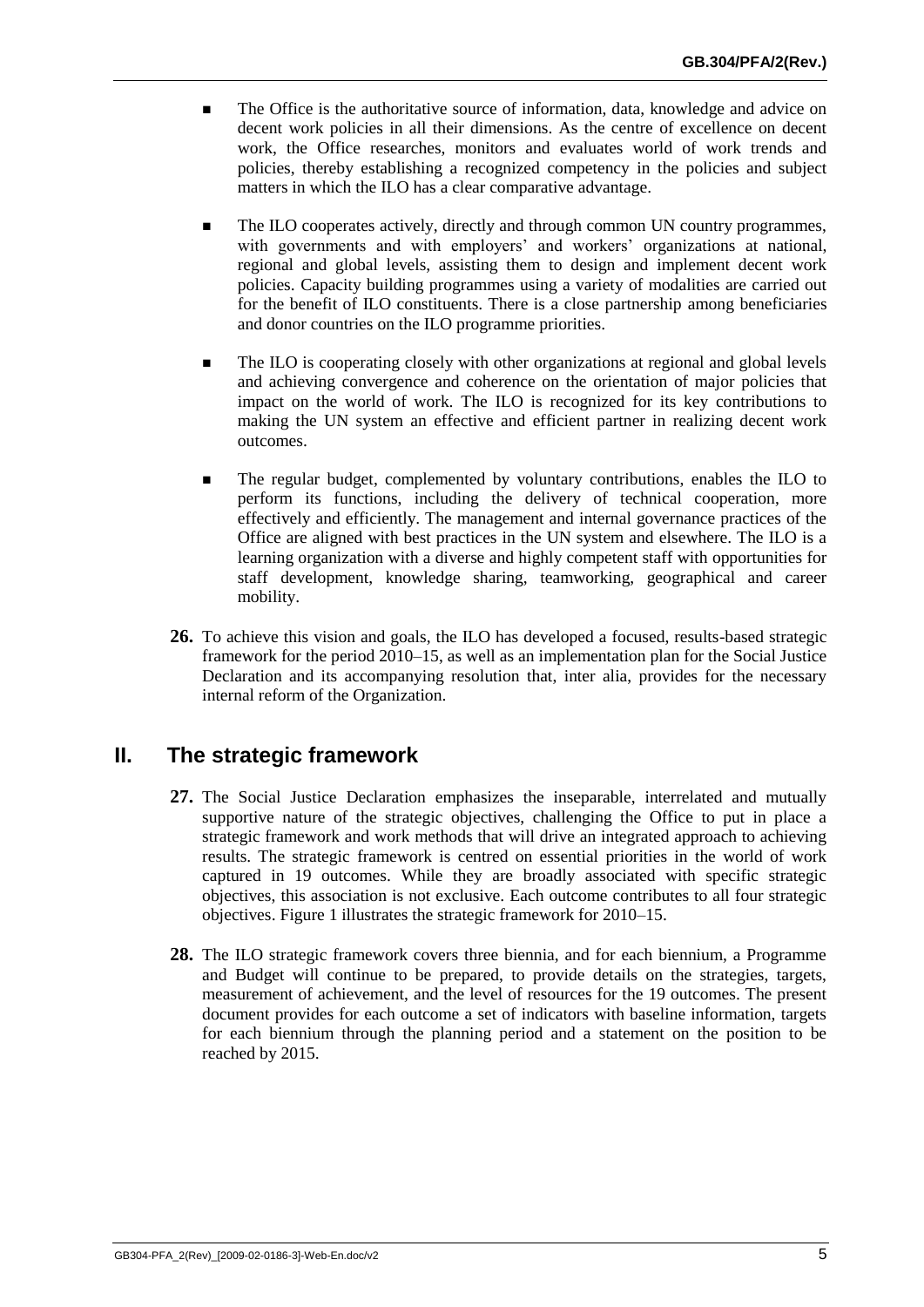- The Office is the authoritative source of information, data, knowledge and advice on decent work policies in all their dimensions. As the centre of excellence on decent work, the Office researches, monitors and evaluates world of work trends and policies, thereby establishing a recognized competency in the policies and subject matters in which the ILO has a clear comparative advantage.

- The ILO cooperates actively, directly and through common UN country programmes, with governments and with employers' and workers' organizations at national, regional and global levels, assisting them to design and implement decent work policies. Capacity building programmes using a variety of modalities are carried out for the benefit of ILO constituents. There is a close partnership among beneficiaries and donor countries on the ILO programme priorities.

- The ILO is cooperating closely with other organizations at regional and global levels and achieving convergence and coherence on the orientation of major policies that impact on the world of work. The ILO is recognized for its key contributions to making the UN system an effective and efficient partner in realizing decent work outcomes.

- The regular budget, complemented by voluntary contributions, enables the ILO to perform its functions, including the delivery of technical cooperation, more effectively and efficiently. The management and internal governance practices of the Office are aligned with best practices in the UN system and elsewhere. The ILO is a learning organization with a diverse and highly competent staff with opportunities for staff development, knowledge sharing, teamworking, geographical and career mobility.

**26.** To achieve this vision and goals, the ILO has developed a focused, results-based strategic framework for the period 2010–15, as well as an implementation plan for the Social Justice Declaration and its accompanying resolution that, inter alia, provides for the necessary internal reform of the Organization.

## II. The strategic framework

**27.** The Social Justice Declaration emphasizes the inseparable, interrelated and mutually supportive nature of the strategic objectives, challenging the Office to put in place a strategic framework and work methods that will drive an integrated approach to achieving results. The strategic framework is centred on essential priorities in the world of work captured in 19 outcomes. While they are broadly associated with specific strategic objectives, this association is not exclusive. Each outcome contributes to all four strategic objectives. Figure 1 illustrates the strategic framework for 2010–15.

**28.** The ILO strategic framework covers three biennia, and for each biennium, a Programme and Budget will continue to be prepared, to provide details on the strategies, targets, measurement of achievement, and the level of resources for the 19 outcomes. The present document provides for each outcome a set of indicators with baseline information, targets for each biennium through the planning period and a statement on the position to be reached by 2015.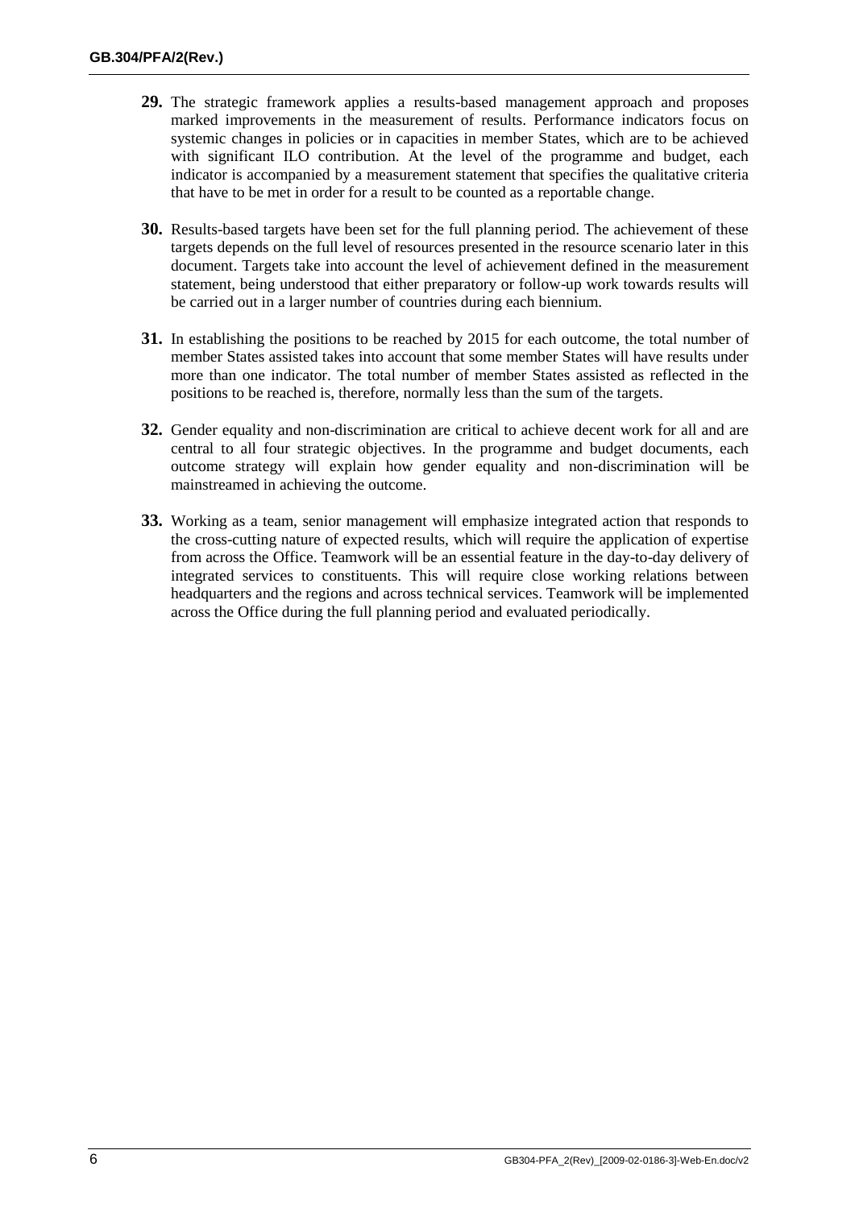**29.** The strategic framework applies a results-based management approach and proposes marked improvements in the measurement of results. Performance indicators focus on systemic changes in policies or in capacities in member States, which are to be achieved with significant ILO contribution. At the level of the programme and budget, each indicator is accompanied by a measurement statement that specifies the qualitative criteria that have to be met in order for a result to be counted as a reportable change.

**30.** Results-based targets have been set for the full planning period. The achievement of these targets depends on the full level of resources presented in the resource scenario later in this document. Targets take into account the level of achievement defined in the measurement statement, being understood that either preparatory or follow-up work towards results will be carried out in a larger number of countries during each biennium.

**31.** In establishing the positions to be reached by 2015 for each outcome, the total number of member States assisted takes into account that some member States will have results under more than one indicator. The total number of member States assisted as reflected in the positions to be reached is, therefore, normally less than the sum of the targets.

**32.** Gender equality and non-discrimination are critical to achieve decent work for all and are central to all four strategic objectives. In the programme and budget documents, each outcome strategy will explain how gender equality and non-discrimination will be mainstreamed in achieving the outcome.

**33.** Working as a team, senior management will emphasize integrated action that responds to the cross-cutting nature of expected results, which will require the application of expertise from across the Office. Teamwork will be an essential feature in the day-to-day delivery of integrated services to constituents. This will require close working relations between headquarters and the regions and across technical services. Teamwork will be implemented across the Office during the full planning period and evaluated periodically.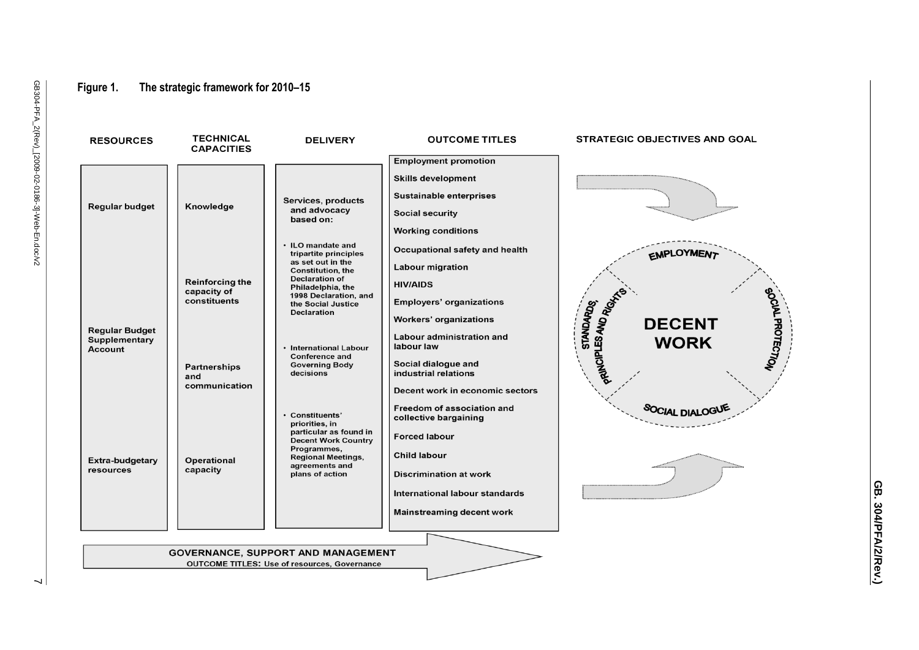**Figure 1. The strategic framework for 2010–15**

| RESOURCES | TECHNICAL CAPACITIES | DELIVERY | OUTCOME TITLES |
| --- | --- | --- | --- |
| Regular budget<br><br>Regular Budget Supplementary Account<br><br>Extra-budgetary resources | Knowledge<br><br>Reinforcing the capacity of constituents<br><br>Partnerships and communication<br><br>Operational capacity | Services, products and advocacy based on:<br>• ILO mandate and tripartite principles as set out in the Constitution, the Declaration of Philadelphia, the 1998 Declaration, and the Social Justice Declaration<br>• International Labour Conference and Governing Body decisions<br>• Constituents' priorities, in particular as found in Decent Work Country Programmes, Regional Meetings, agreements and plans of action | Employment promotion<br>Skills development<br>Sustainable enterprises<br>Social security<br>Working conditions<br>Occupational safety and health<br>Labour migration<br>HIV/AIDS<br>Employers' organizations<br>Workers' organizations<br>Labour administration and labour law<br>Social dialogue and industrial relations<br>Decent work in economic sectors<br>Freedom of association and collective bargaining<br>Forced labour<br>Child labour<br>Discrimination at work<br>International labour standards<br>Mainstreaming decent work |

**STRATEGIC OBJECTIVES AND GOAL**

DECENT WORK: EMPLOYMENT; SOCIAL PROTECTION; SOCIAL DIALOGUE; STANDARDS, PRINCIPLES AND RIGHTS

**GOVERNANCE, SUPPORT AND MANAGEMENT**
OUTCOME TITLES: Use of resources, Governance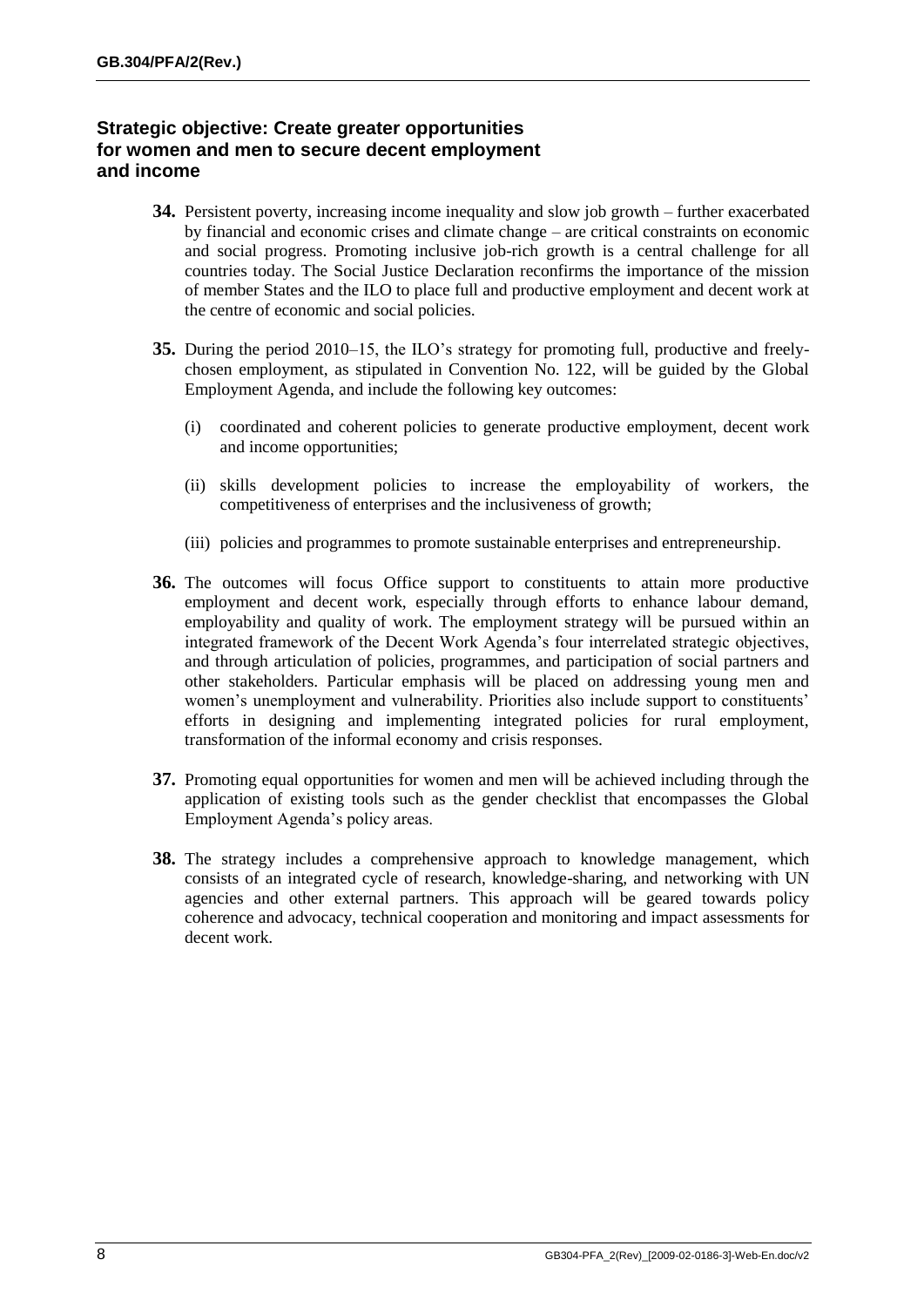### Strategic objective: Create greater opportunities for women and men to secure decent employment and income

**34.** Persistent poverty, increasing income inequality and slow job growth – further exacerbated by financial and economic crises and climate change – are critical constraints on economic and social progress. Promoting inclusive job-rich growth is a central challenge for all countries today. The Social Justice Declaration reconfirms the importance of the mission of member States and the ILO to place full and productive employment and decent work at the centre of economic and social policies.

**35.** During the period 2010–15, the ILO's strategy for promoting full, productive and freely-chosen employment, as stipulated in Convention No. 122, will be guided by the Global Employment Agenda, and include the following key outcomes:

(i) coordinated and coherent policies to generate productive employment, decent work and income opportunities;

(ii) skills development policies to increase the employability of workers, the competitiveness of enterprises and the inclusiveness of growth;

(iii) policies and programmes to promote sustainable enterprises and entrepreneurship.

**36.** The outcomes will focus Office support to constituents to attain more productive employment and decent work, especially through efforts to enhance labour demand, employability and quality of work. The employment strategy will be pursued within an integrated framework of the Decent Work Agenda's four interrelated strategic objectives, and through articulation of policies, programmes, and participation of social partners and other stakeholders. Particular emphasis will be placed on addressing young men and women's unemployment and vulnerability. Priorities also include support to constituents' efforts in designing and implementing integrated policies for rural employment, transformation of the informal economy and crisis responses.

**37.** Promoting equal opportunities for women and men will be achieved including through the application of existing tools such as the gender checklist that encompasses the Global Employment Agenda's policy areas.

**38.** The strategy includes a comprehensive approach to knowledge management, which consists of an integrated cycle of research, knowledge-sharing, and networking with UN agencies and other external partners. This approach will be geared towards policy coherence and advocacy, technical cooperation and monitoring and impact assessments for decent work.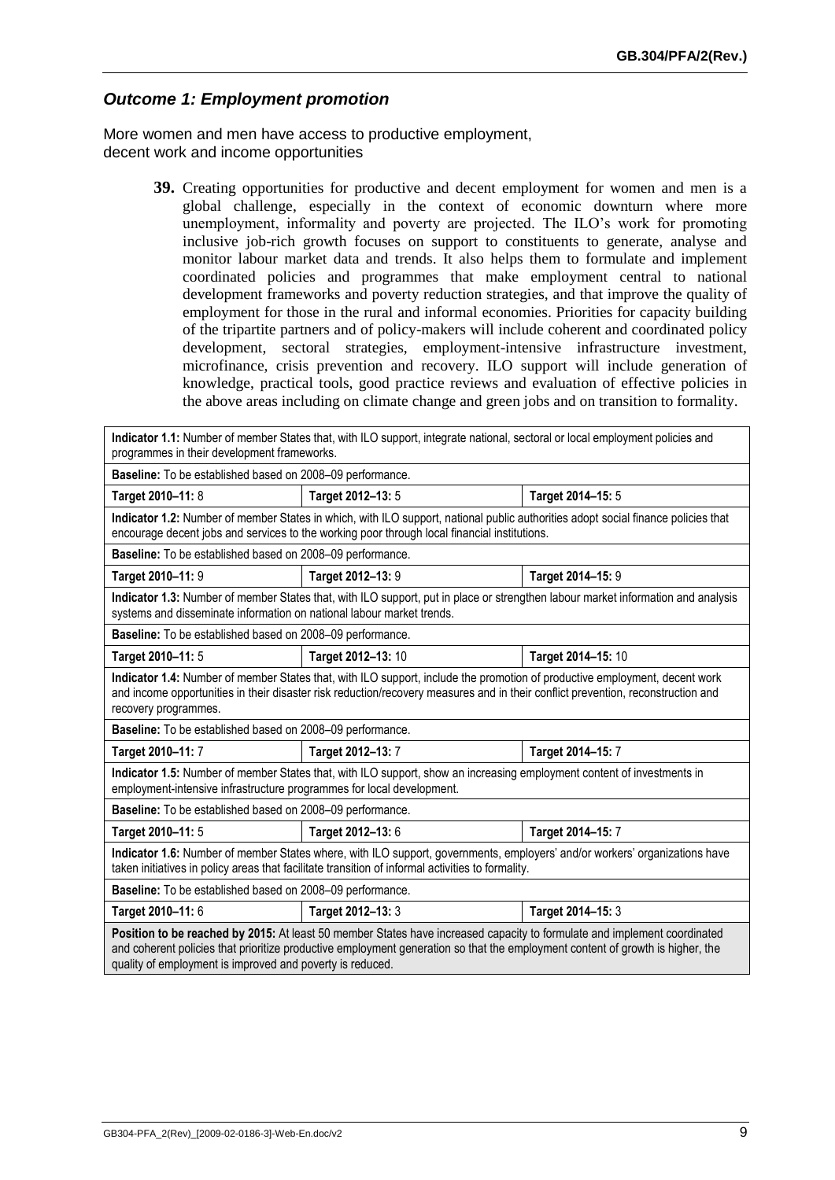## *Outcome 1: Employment promotion*

More women and men have access to productive employment, decent work and income opportunities

**39.** Creating opportunities for productive and decent employment for women and men is a global challenge, especially in the context of economic downturn where more unemployment, informality and poverty are projected. The ILO's work for promoting inclusive job-rich growth focuses on support to constituents to generate, analyse and monitor labour market data and trends. It also helps them to formulate and implement coordinated policies and programmes that make employment central to national development frameworks and poverty reduction strategies, and that improve the quality of employment for those in the rural and informal economies. Priorities for capacity building of the tripartite partners and of policy-makers will include coherent and coordinated policy development, sectoral strategies, employment-intensive infrastructure investment, microfinance, crisis prevention and recovery. ILO support will include generation of knowledge, practical tools, good practice reviews and evaluation of effective policies in the above areas including on climate change and green jobs and on transition to formality.

| **Indicator 1.1:** Number of member States that, with ILO support, integrate national, sectoral or local employment policies and programmes in their development frameworks. | | |
|---|---|---|
| **Baseline:** To be established based on 2008–09 performance. | | |
| **Target 2010–11:** 8 | **Target 2012–13:** 5 | **Target 2014–15:** 5 |
| **Indicator 1.2:** Number of member States in which, with ILO support, national public authorities adopt social finance policies that encourage decent jobs and services to the working poor through local financial institutions. | | |
| **Baseline:** To be established based on 2008–09 performance. | | |
| **Target 2010–11:** 9 | **Target 2012–13:** 9 | **Target 2014–15:** 9 |
| **Indicator 1.3:** Number of member States that, with ILO support, put in place or strengthen labour market information and analysis systems and disseminate information on national labour market trends. | | |
| **Baseline:** To be established based on 2008–09 performance. | | |
| **Target 2010–11:** 5 | **Target 2012–13:** 10 | **Target 2014–15:** 10 |
| **Indicator 1.4:** Number of member States that, with ILO support, include the promotion of productive employment, decent work and income opportunities in their disaster risk reduction/recovery measures and in their conflict prevention, reconstruction and recovery programmes. | | |
| **Baseline:** To be established based on 2008–09 performance. | | |
| **Target 2010–11:** 7 | **Target 2012–13:** 7 | **Target 2014–15:** 7 |
| **Indicator 1.5:** Number of member States that, with ILO support, show an increasing employment content of investments in employment-intensive infrastructure programmes for local development. | | |
| **Baseline:** To be established based on 2008–09 performance. | | |
| **Target 2010–11:** 5 | **Target 2012–13:** 6 | **Target 2014–15:** 7 |
| **Indicator 1.6:** Number of member States where, with ILO support, governments, employers' and/or workers' organizations have taken initiatives in policy areas that facilitate transition of informal activities to formality. | | |
| **Baseline:** To be established based on 2008–09 performance. | | |
| **Target 2010–11:** 6 | **Target 2012–13:** 3 | **Target 2014–15:** 3 |
| **Position to be reached by 2015:** At least 50 member States have increased capacity to formulate and implement coordinated and coherent policies that prioritize productive employment generation so that the employment content of growth is higher, the quality of employment is improved and poverty is reduced. | | |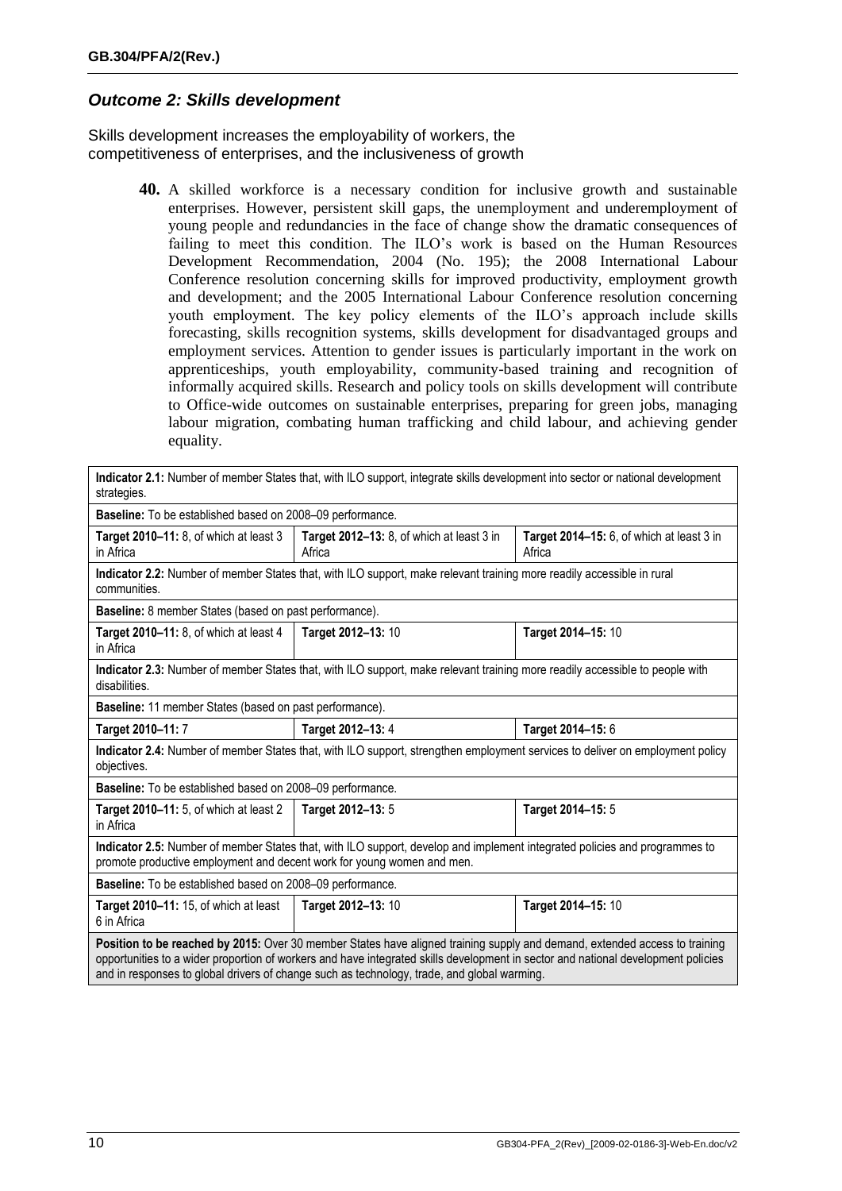## *Outcome 2: Skills development*

Skills development increases the employability of workers, the competitiveness of enterprises, and the inclusiveness of growth

**40.** A skilled workforce is a necessary condition for inclusive growth and sustainable enterprises. However, persistent skill gaps, the unemployment and underemployment of young people and redundancies in the face of change show the dramatic consequences of failing to meet this condition. The ILO's work is based on the Human Resources Development Recommendation, 2004 (No. 195); the 2008 International Labour Conference resolution concerning skills for improved productivity, employment growth and development; and the 2005 International Labour Conference resolution concerning youth employment. The key policy elements of the ILO's approach include skills forecasting, skills recognition systems, skills development for disadvantaged groups and employment services. Attention to gender issues is particularly important in the work on apprenticeships, youth employability, community-based training and recognition of informally acquired skills. Research and policy tools on skills development will contribute to Office-wide outcomes on sustainable enterprises, preparing for green jobs, managing labour migration, combating human trafficking and child labour, and achieving gender equality.

| | | |
|---|---|---|
| **Indicator 2.1:** Number of member States that, with ILO support, integrate skills development into sector or national development strategies. | | |
| **Baseline:** To be established based on 2008–09 performance. | | |
| **Target 2010–11:** 8, of which at least 3 in Africa | **Target 2012–13:** 8, of which at least 3 in Africa | **Target 2014–15:** 6, of which at least 3 in Africa |
| **Indicator 2.2:** Number of member States that, with ILO support, make relevant training more readily accessible in rural communities. | | |
| **Baseline:** 8 member States (based on past performance). | | |
| **Target 2010–11:** 8, of which at least 4 in Africa | **Target 2012–13:** 10 | **Target 2014–15:** 10 |
| **Indicator 2.3:** Number of member States that, with ILO support, make relevant training more readily accessible to people with disabilities. | | |
| **Baseline:** 11 member States (based on past performance). | | |
| **Target 2010–11:** 7 | **Target 2012–13:** 4 | **Target 2014–15:** 6 |
| **Indicator 2.4:** Number of member States that, with ILO support, strengthen employment services to deliver on employment policy objectives. | | |
| **Baseline:** To be established based on 2008–09 performance. | | |
| **Target 2010–11:** 5, of which at least 2 in Africa | **Target 2012–13:** 5 | **Target 2014–15:** 5 |
| **Indicator 2.5:** Number of member States that, with ILO support, develop and implement integrated policies and programmes to promote productive employment and decent work for young women and men. | | |
| **Baseline:** To be established based on 2008–09 performance. | | |
| **Target 2010–11:** 15, of which at least 6 in Africa | **Target 2012–13:** 10 | **Target 2014–15:** 10 |
| **Position to be reached by 2015:** Over 30 member States have aligned training supply and demand, extended access to training opportunities to a wider proportion of workers and have integrated skills development in sector and national development policies and in responses to global drivers of change such as technology, trade, and global warming. | | |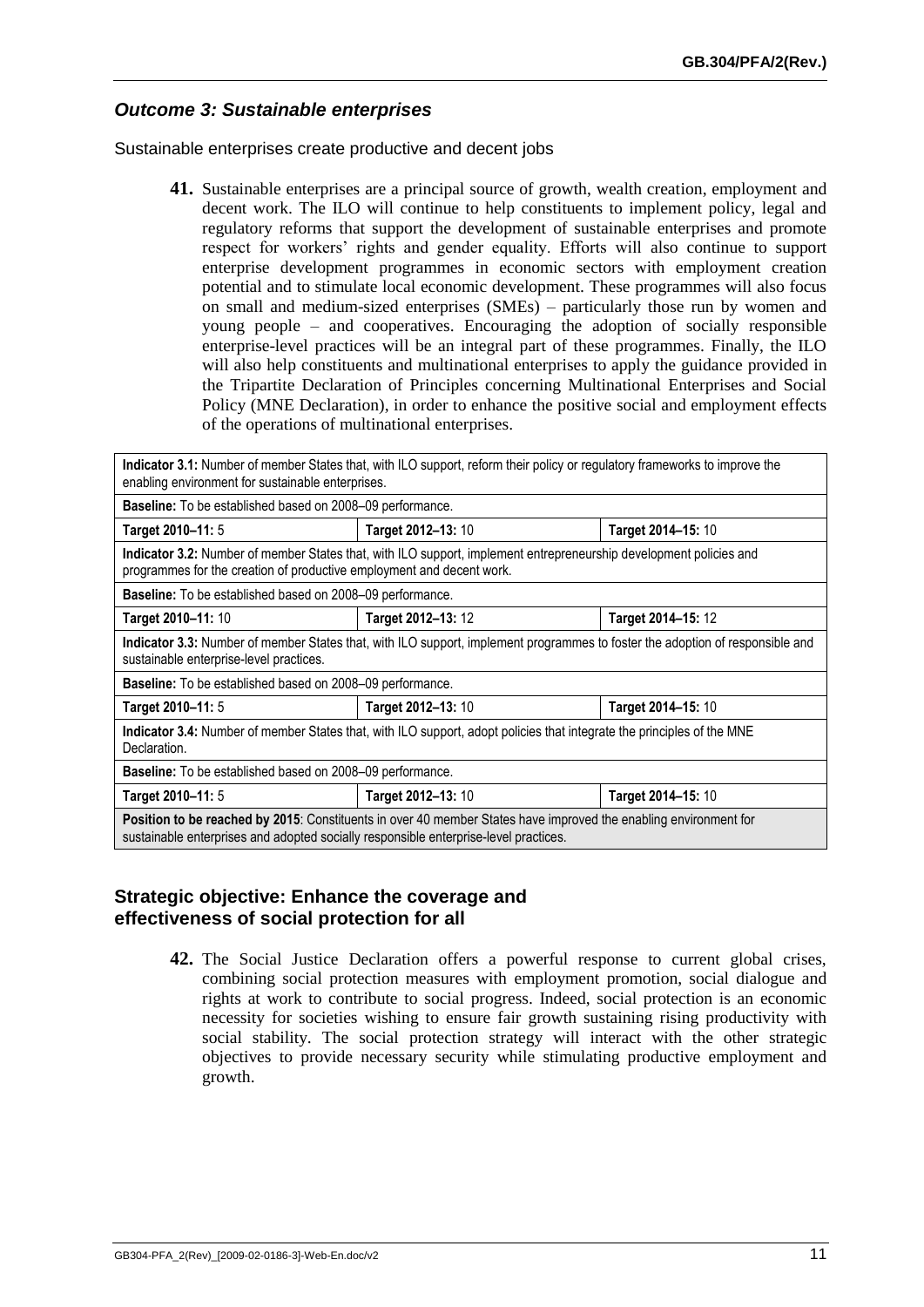### *Outcome 3: Sustainable enterprises*

Sustainable enterprises create productive and decent jobs

**41.** Sustainable enterprises are a principal source of growth, wealth creation, employment and decent work. The ILO will continue to help constituents to implement policy, legal and regulatory reforms that support the development of sustainable enterprises and promote respect for workers' rights and gender equality. Efforts will also continue to support enterprise development programmes in economic sectors with employment creation potential and to stimulate local economic development. These programmes will also focus on small and medium-sized enterprises (SMEs) – particularly those run by women and young people – and cooperatives. Encouraging the adoption of socially responsible enterprise-level practices will be an integral part of these programmes. Finally, the ILO will also help constituents and multinational enterprises to apply the guidance provided in the Tripartite Declaration of Principles concerning Multinational Enterprises and Social Policy (MNE Declaration), in order to enhance the positive social and employment effects of the operations of multinational enterprises.

| **Indicator 3.1:** Number of member States that, with ILO support, reform their policy or regulatory frameworks to improve the enabling environment for sustainable enterprises. | | |
|---|---|---|
| **Baseline:** To be established based on 2008–09 performance. | | |
| **Target 2010–11:** 5 | **Target 2012–13:** 10 | **Target 2014–15:** 10 |
| **Indicator 3.2:** Number of member States that, with ILO support, implement entrepreneurship development policies and programmes for the creation of productive employment and decent work. | | |
| **Baseline:** To be established based on 2008–09 performance. | | |
| **Target 2010–11:** 10 | **Target 2012–13:** 12 | **Target 2014–15:** 12 |
| **Indicator 3.3:** Number of member States that, with ILO support, implement programmes to foster the adoption of responsible and sustainable enterprise-level practices. | | |
| **Baseline:** To be established based on 2008–09 performance. | | |
| **Target 2010–11:** 5 | **Target 2012–13:** 10 | **Target 2014–15:** 10 |
| **Indicator 3.4:** Number of member States that, with ILO support, adopt policies that integrate the principles of the MNE Declaration. | | |
| **Baseline:** To be established based on 2008–09 performance. | | |
| **Target 2010–11:** 5 | **Target 2012–13:** 10 | **Target 2014–15:** 10 |
| **Position to be reached by 2015**: Constituents in over 40 member States have improved the enabling environment for sustainable enterprises and adopted socially responsible enterprise-level practices. | | |

## Strategic objective: Enhance the coverage and effectiveness of social protection for all

**42.** The Social Justice Declaration offers a powerful response to current global crises, combining social protection measures with employment promotion, social dialogue and rights at work to contribute to social progress. Indeed, social protection is an economic necessity for societies wishing to ensure fair growth sustaining rising productivity with social stability. The social protection strategy will interact with the other strategic objectives to provide necessary security while stimulating productive employment and growth.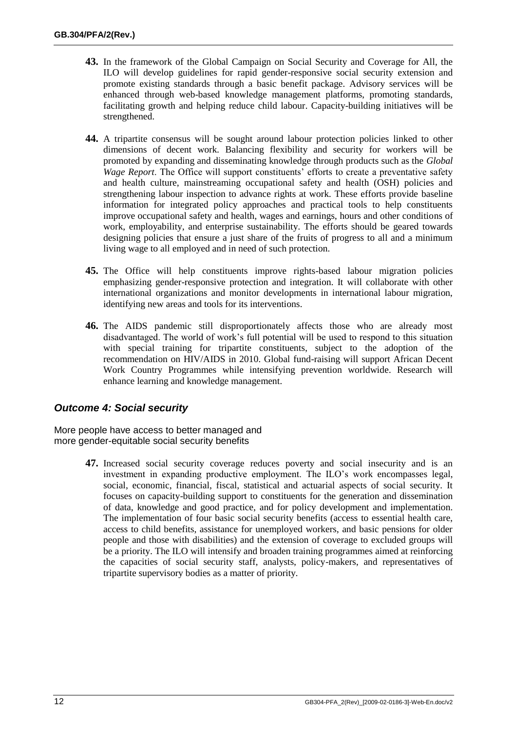**43.** In the framework of the Global Campaign on Social Security and Coverage for All, the ILO will develop guidelines for rapid gender-responsive social security extension and promote existing standards through a basic benefit package. Advisory services will be enhanced through web-based knowledge management platforms, promoting standards, facilitating growth and helping reduce child labour. Capacity-building initiatives will be strengthened.

**44.** A tripartite consensus will be sought around labour protection policies linked to other dimensions of decent work. Balancing flexibility and security for workers will be promoted by expanding and disseminating knowledge through products such as the *Global Wage Report*. The Office will support constituents' efforts to create a preventative safety and health culture, mainstreaming occupational safety and health (OSH) policies and strengthening labour inspection to advance rights at work. These efforts provide baseline information for integrated policy approaches and practical tools to help constituents improve occupational safety and health, wages and earnings, hours and other conditions of work, employability, and enterprise sustainability. The efforts should be geared towards designing policies that ensure a just share of the fruits of progress to all and a minimum living wage to all employed and in need of such protection.

**45.** The Office will help constituents improve rights-based labour migration policies emphasizing gender-responsive protection and integration. It will collaborate with other international organizations and monitor developments in international labour migration, identifying new areas and tools for its interventions.

**46.** The AIDS pandemic still disproportionately affects those who are already most disadvantaged. The world of work's full potential will be used to respond to this situation with special training for tripartite constituents, subject to the adoption of the recommendation on HIV/AIDS in 2010. Global fund-raising will support African Decent Work Country Programmes while intensifying prevention worldwide. Research will enhance learning and knowledge management.

### *Outcome 4: Social security*

More people have access to better managed and more gender-equitable social security benefits

**47.** Increased social security coverage reduces poverty and social insecurity and is an investment in expanding productive employment. The ILO's work encompasses legal, social, economic, financial, fiscal, statistical and actuarial aspects of social security. It focuses on capacity-building support to constituents for the generation and dissemination of data, knowledge and good practice, and for policy development and implementation. The implementation of four basic social security benefits (access to essential health care, access to child benefits, assistance for unemployed workers, and basic pensions for older people and those with disabilities) and the extension of coverage to excluded groups will be a priority. The ILO will intensify and broaden training programmes aimed at reinforcing the capacities of social security staff, analysts, policy-makers, and representatives of tripartite supervisory bodies as a matter of priority.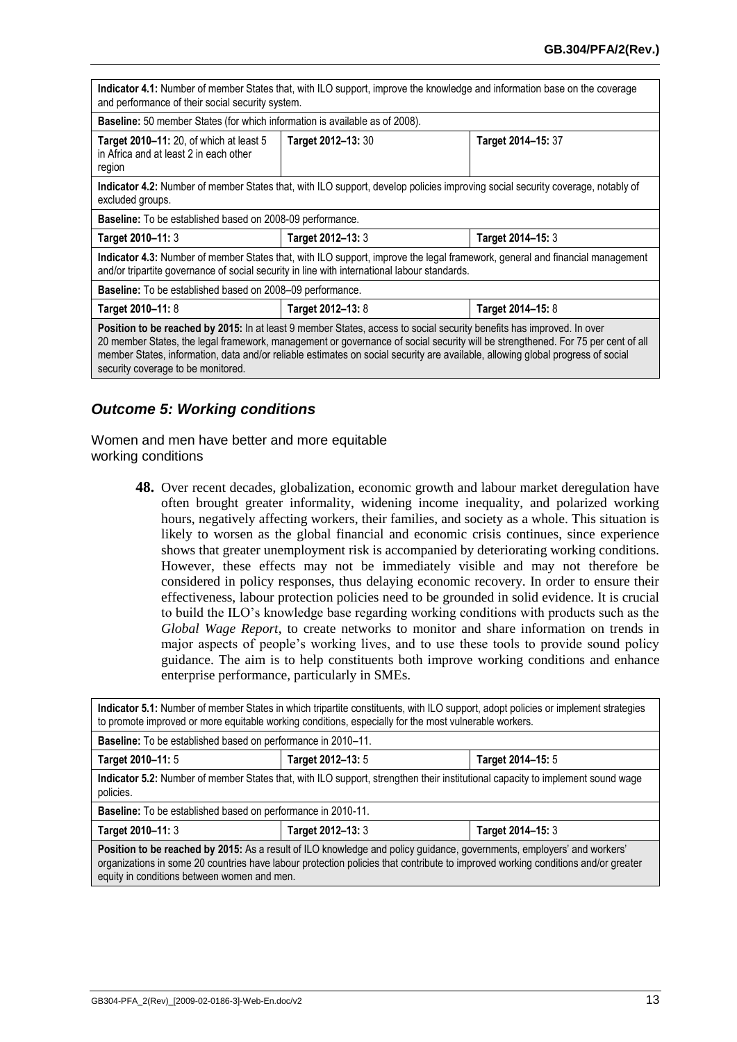| | | |
|---|---|---|
| **Indicator 4.1:** Number of member States that, with ILO support, improve the knowledge and information base on the coverage and performance of their social security system. | | |
| **Baseline:** 50 member States (for which information is available as of 2008). | | |
| **Target 2010–11:** 20, of which at least 5 in Africa and at least 2 in each other region | **Target 2012–13:** 30 | **Target 2014–15:** 37 |
| **Indicator 4.2:** Number of member States that, with ILO support, develop policies improving social security coverage, notably of excluded groups. | | |
| **Baseline:** To be established based on 2008-09 performance. | | |
| **Target 2010–11:** 3 | **Target 2012–13:** 3 | **Target 2014–15:** 3 |
| **Indicator 4.3:** Number of member States that, with ILO support, improve the legal framework, general and financial management and/or tripartite governance of social security in line with international labour standards. | | |
| **Baseline:** To be established based on 2008–09 performance. | | |
| **Target 2010–11:** 8 | **Target 2012–13:** 8 | **Target 2014–15:** 8 |
| **Position to be reached by 2015:** In at least 9 member States, access to social security benefits has improved. In over 20 member States, the legal framework, management or governance of social security will be strengthened. For 75 per cent of all member States, information, data and/or reliable estimates on social security are available, allowing global progress of social security coverage to be monitored. | | |

### *Outcome 5: Working conditions*

Women and men have better and more equitable working conditions

**48.** Over recent decades, globalization, economic growth and labour market deregulation have often brought greater informality, widening income inequality, and polarized working hours, negatively affecting workers, their families, and society as a whole. This situation is likely to worsen as the global financial and economic crisis continues, since experience shows that greater unemployment risk is accompanied by deteriorating working conditions. However, these effects may not be immediately visible and may not therefore be considered in policy responses, thus delaying economic recovery. In order to ensure their effectiveness, labour protection policies need to be grounded in solid evidence. It is crucial to build the ILO's knowledge base regarding working conditions with products such as the *Global Wage Report*, to create networks to monitor and share information on trends in major aspects of people's working lives, and to use these tools to provide sound policy guidance. The aim is to help constituents both improve working conditions and enhance enterprise performance, particularly in SMEs.

| | | |
|---|---|---|
| **Indicator 5.1:** Number of member States in which tripartite constituents, with ILO support, adopt policies or implement strategies to promote improved or more equitable working conditions, especially for the most vulnerable workers. | | |
| **Baseline:** To be established based on performance in 2010–11. | | |
| **Target 2010–11:** 5 | **Target 2012–13:** 5 | **Target 2014–15:** 5 |
| **Indicator 5.2:** Number of member States that, with ILO support, strengthen their institutional capacity to implement sound wage policies. | | |
| **Baseline:** To be established based on performance in 2010-11. | | |
| **Target 2010–11:** 3 | **Target 2012–13:** 3 | **Target 2014–15:** 3 |
| **Position to be reached by 2015:** As a result of ILO knowledge and policy guidance, governments, employers' and workers' organizations in some 20 countries have labour protection policies that contribute to improved working conditions and/or greater equity in conditions between women and men. | | |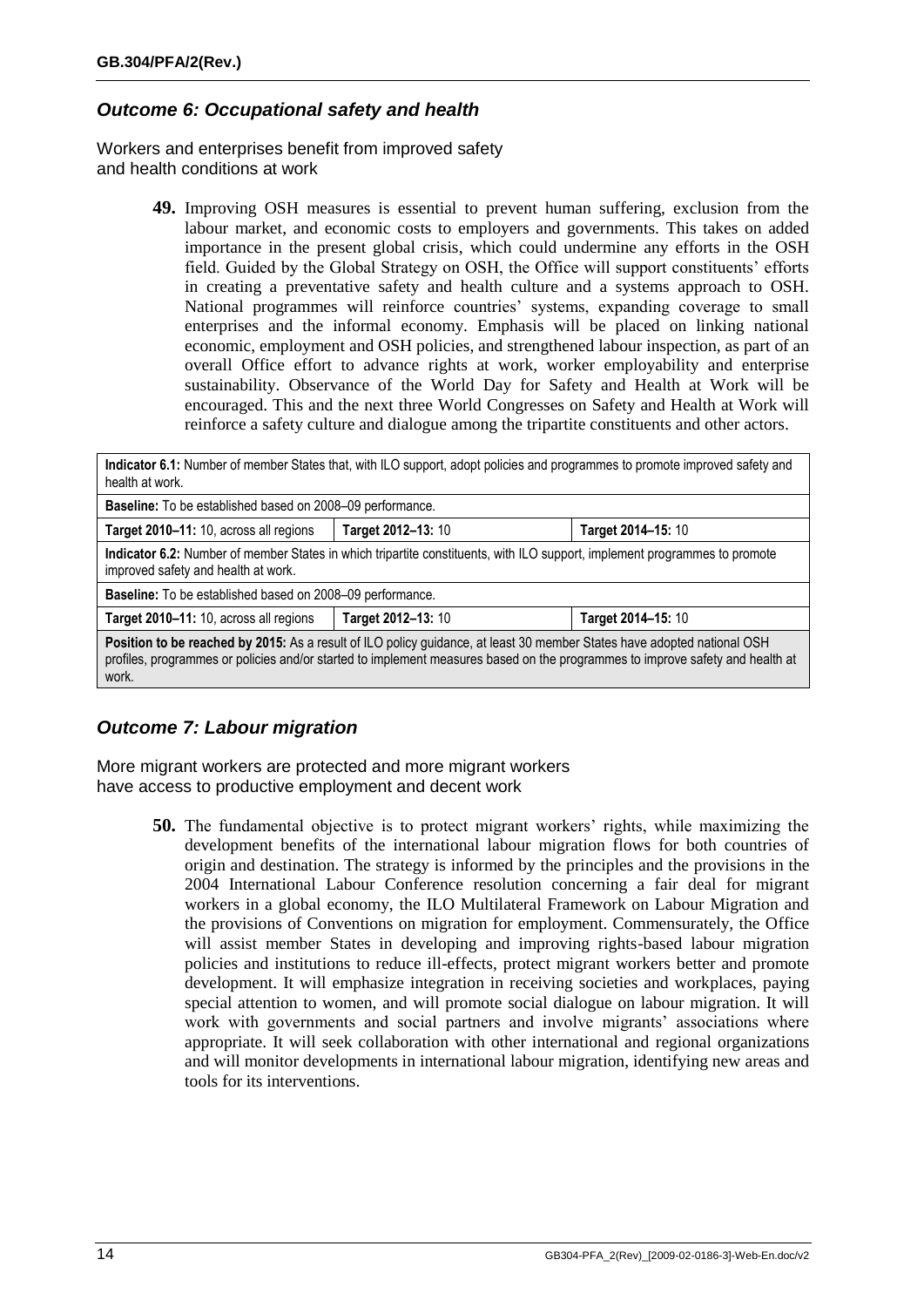## *Outcome 6: Occupational safety and health*

Workers and enterprises benefit from improved safety and health conditions at work

**49.** Improving OSH measures is essential to prevent human suffering, exclusion from the labour market, and economic costs to employers and governments. This takes on added importance in the present global crisis, which could undermine any efforts in the OSH field. Guided by the Global Strategy on OSH, the Office will support constituents' efforts in creating a preventative safety and health culture and a systems approach to OSH. National programmes will reinforce countries' systems, expanding coverage to small enterprises and the informal economy. Emphasis will be placed on linking national economic, employment and OSH policies, and strengthened labour inspection, as part of an overall Office effort to advance rights at work, worker employability and enterprise sustainability. Observance of the World Day for Safety and Health at Work will be encouraged. This and the next three World Congresses on Safety and Health at Work will reinforce a safety culture and dialogue among the tripartite constituents and other actors.

| **Indicator 6.1:** Number of member States that, with ILO support, adopt policies and programmes to promote improved safety and health at work. | | |
|---|---|---|
| **Baseline:** To be established based on 2008–09 performance. | | |
| **Target 2010–11:** 10, across all regions | **Target 2012–13:** 10 | **Target 2014–15:** 10 |
| **Indicator 6.2:** Number of member States in which tripartite constituents, with ILO support, implement programmes to promote improved safety and health at work. | | |
| **Baseline:** To be established based on 2008–09 performance. | | |
| **Target 2010–11:** 10, across all regions | **Target 2012–13:** 10 | **Target 2014–15:** 10 |
| **Position to be reached by 2015:** As a result of ILO policy guidance, at least 30 member States have adopted national OSH profiles, programmes or policies and/or started to implement measures based on the programmes to improve safety and health at work. | | |

## *Outcome 7: Labour migration*

More migrant workers are protected and more migrant workers have access to productive employment and decent work

**50.** The fundamental objective is to protect migrant workers' rights, while maximizing the development benefits of the international labour migration flows for both countries of origin and destination. The strategy is informed by the principles and the provisions in the 2004 International Labour Conference resolution concerning a fair deal for migrant workers in a global economy, the ILO Multilateral Framework on Labour Migration and the provisions of Conventions on migration for employment. Commensurately, the Office will assist member States in developing and improving rights-based labour migration policies and institutions to reduce ill-effects, protect migrant workers better and promote development. It will emphasize integration in receiving societies and workplaces, paying special attention to women, and will promote social dialogue on labour migration. It will work with governments and social partners and involve migrants' associations where appropriate. It will seek collaboration with other international and regional organizations and will monitor developments in international labour migration, identifying new areas and tools for its interventions.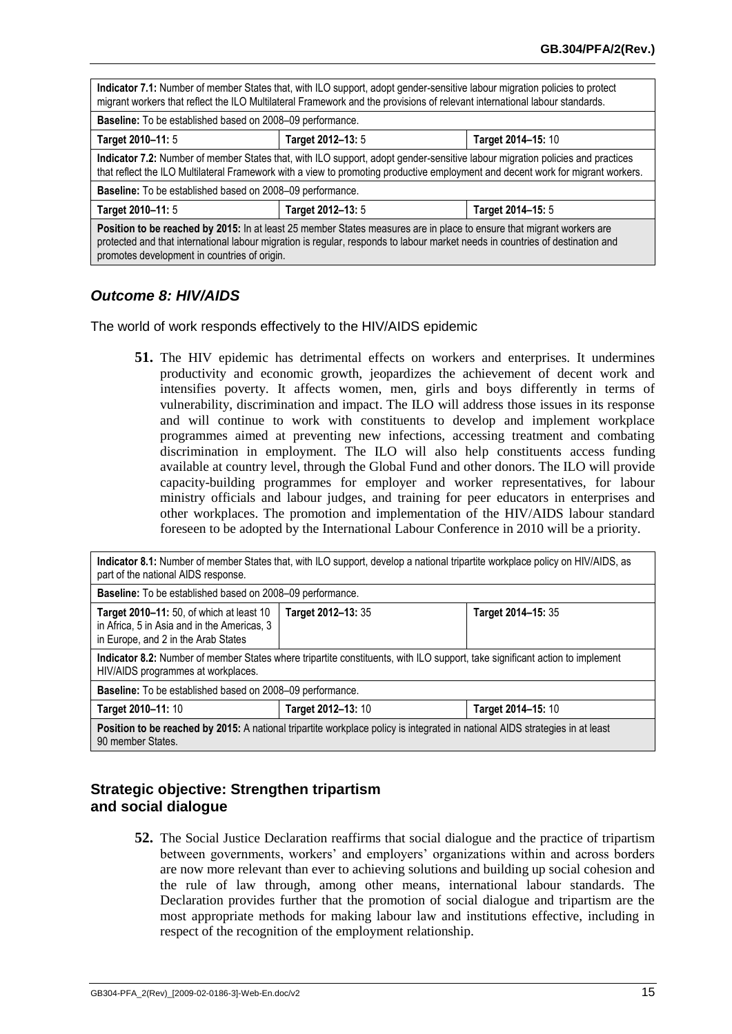| **Indicator 7.1:** Number of member States that, with ILO support, adopt gender-sensitive labour migration policies to protect migrant workers that reflect the ILO Multilateral Framework and the provisions of relevant international labour standards. | | |
|---|---|---|
| **Baseline:** To be established based on 2008–09 performance. | | |
| **Target 2010–11:** 5 | **Target 2012–13:** 5 | **Target 2014–15:** 10 |
| **Indicator 7.2:** Number of member States that, with ILO support, adopt gender-sensitive labour migration policies and practices that reflect the ILO Multilateral Framework with a view to promoting productive employment and decent work for migrant workers. | | |
| **Baseline:** To be established based on 2008–09 performance. | | |
| **Target 2010–11:** 5 | **Target 2012–13:** 5 | **Target 2014–15:** 5 |
| **Position to be reached by 2015:** In at least 25 member States measures are in place to ensure that migrant workers are protected and that international labour migration is regular, responds to labour market needs in countries of destination and promotes development in countries of origin. | | |

### *Outcome 8: HIV/AIDS*

The world of work responds effectively to the HIV/AIDS epidemic

**51.** The HIV epidemic has detrimental effects on workers and enterprises. It undermines productivity and economic growth, jeopardizes the achievement of decent work and intensifies poverty. It affects women, men, girls and boys differently in terms of vulnerability, discrimination and impact. The ILO will address those issues in its response and will continue to work with constituents to develop and implement workplace programmes aimed at preventing new infections, accessing treatment and combating discrimination in employment. The ILO will also help constituents access funding available at country level, through the Global Fund and other donors. The ILO will provide capacity-building programmes for employer and worker representatives, for labour ministry officials and labour judges, and training for peer educators in enterprises and other workplaces. The promotion and implementation of the HIV/AIDS labour standard foreseen to be adopted by the International Labour Conference in 2010 will be a priority.

| **Indicator 8.1:** Number of member States that, with ILO support, develop a national tripartite workplace policy on HIV/AIDS, as part of the national AIDS response. | | |
|---|---|---|
| **Baseline:** To be established based on 2008–09 performance. | | |
| **Target 2010–11:** 50, of which at least 10 in Africa, 5 in Asia and in the Americas, 3 in Europe, and 2 in the Arab States | **Target 2012–13:** 35 | **Target 2014–15:** 35 |
| **Indicator 8.2:** Number of member States where tripartite constituents, with ILO support, take significant action to implement HIV/AIDS programmes at workplaces. | | |
| **Baseline:** To be established based on 2008–09 performance. | | |
| **Target 2010–11:** 10 | **Target 2012–13:** 10 | **Target 2014–15:** 10 |
| **Position to be reached by 2015:** A national tripartite workplace policy is integrated in national AIDS strategies in at least 90 member States. | | |

## Strategic objective: Strengthen tripartism and social dialogue

**52.** The Social Justice Declaration reaffirms that social dialogue and the practice of tripartism between governments, workers' and employers' organizations within and across borders are now more relevant than ever to achieving solutions and building up social cohesion and the rule of law through, among other means, international labour standards. The Declaration provides further that the promotion of social dialogue and tripartism are the most appropriate methods for making labour law and institutions effective, including in respect of the recognition of the employment relationship.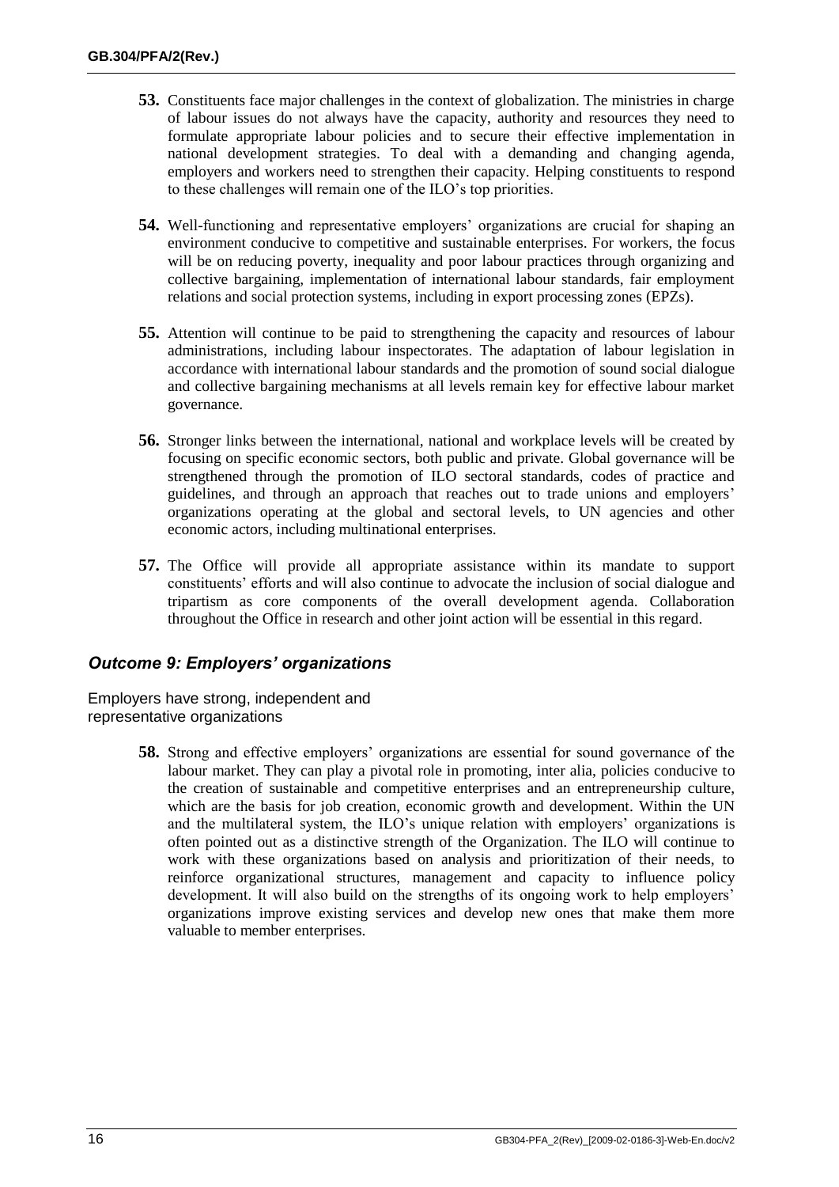**53.** Constituents face major challenges in the context of globalization. The ministries in charge of labour issues do not always have the capacity, authority and resources they need to formulate appropriate labour policies and to secure their effective implementation in national development strategies. To deal with a demanding and changing agenda, employers and workers need to strengthen their capacity. Helping constituents to respond to these challenges will remain one of the ILO's top priorities.

**54.** Well-functioning and representative employers' organizations are crucial for shaping an environment conducive to competitive and sustainable enterprises. For workers, the focus will be on reducing poverty, inequality and poor labour practices through organizing and collective bargaining, implementation of international labour standards, fair employment relations and social protection systems, including in export processing zones (EPZs).

**55.** Attention will continue to be paid to strengthening the capacity and resources of labour administrations, including labour inspectorates. The adaptation of labour legislation in accordance with international labour standards and the promotion of sound social dialogue and collective bargaining mechanisms at all levels remain key for effective labour market governance.

**56.** Stronger links between the international, national and workplace levels will be created by focusing on specific economic sectors, both public and private. Global governance will be strengthened through the promotion of ILO sectoral standards, codes of practice and guidelines, and through an approach that reaches out to trade unions and employers' organizations operating at the global and sectoral levels, to UN agencies and other economic actors, including multinational enterprises.

**57.** The Office will provide all appropriate assistance within its mandate to support constituents' efforts and will also continue to advocate the inclusion of social dialogue and tripartism as core components of the overall development agenda. Collaboration throughout the Office in research and other joint action will be essential in this regard.

## *Outcome 9: Employers' organizations*

Employers have strong, independent and representative organizations

**58.** Strong and effective employers' organizations are essential for sound governance of the labour market. They can play a pivotal role in promoting, inter alia, policies conducive to the creation of sustainable and competitive enterprises and an entrepreneurship culture, which are the basis for job creation, economic growth and development. Within the UN and the multilateral system, the ILO's unique relation with employers' organizations is often pointed out as a distinctive strength of the Organization. The ILO will continue to work with these organizations based on analysis and prioritization of their needs, to reinforce organizational structures, management and capacity to influence policy development. It will also build on the strengths of its ongoing work to help employers' organizations improve existing services and develop new ones that make them more valuable to member enterprises.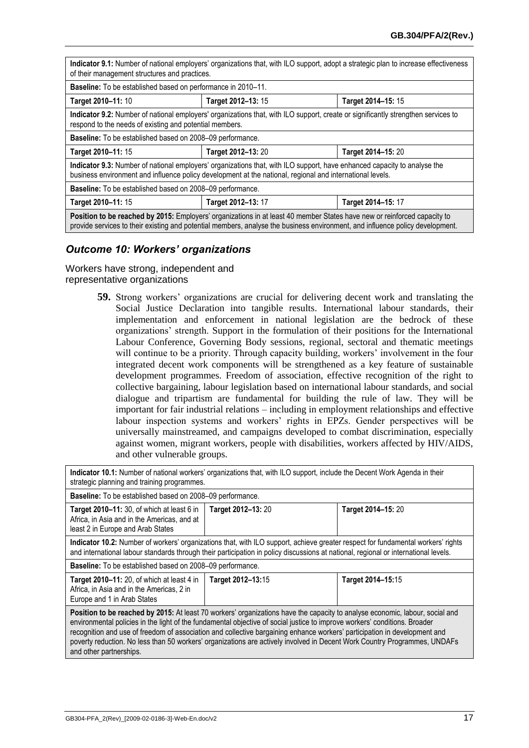| | | |
|---|---|---|
| **Indicator 9.1:** Number of national employers' organizations that, with ILO support, adopt a strategic plan to increase effectiveness of their management structures and practices. | | |
| **Baseline:** To be established based on performance in 2010–11. | | |
| **Target 2010–11:** 10 | **Target 2012–13:** 15 | **Target 2014–15:** 15 |
| **Indicator 9.2:** Number of national employers' organizations that, with ILO support, create or significantly strengthen services to respond to the needs of existing and potential members. | | |
| **Baseline:** To be established based on 2008–09 performance. | | |
| **Target 2010–11:** 15 | **Target 2012–13:** 20 | **Target 2014–15:** 20 |
| **Indicator 9.3:** Number of national employers' organizations that, with ILO support, have enhanced capacity to analyse the business environment and influence policy development at the national, regional and international levels. | | |
| **Baseline:** To be established based on 2008–09 performance. | | |
| **Target 2010–11:** 15 | **Target 2012–13:** 17 | **Target 2014–15:** 17 |
| **Position to be reached by 2015:** Employers' organizations in at least 40 member States have new or reinforced capacity to provide services to their existing and potential members, analyse the business environment, and influence policy development. | | |

### *Outcome 10: Workers' organizations*

Workers have strong, independent and representative organizations

**59.** Strong workers' organizations are crucial for delivering decent work and translating the Social Justice Declaration into tangible results. International labour standards, their implementation and enforcement in national legislation are the bedrock of these organizations' strength. Support in the formulation of their positions for the International Labour Conference, Governing Body sessions, regional, sectoral and thematic meetings will continue to be a priority. Through capacity building, workers' involvement in the four integrated decent work components will be strengthened as a key feature of sustainable development programmes. Freedom of association, effective recognition of the right to collective bargaining, labour legislation based on international labour standards, and social dialogue and tripartism are fundamental for building the rule of law. They will be important for fair industrial relations – including in employment relationships and effective labour inspection systems and workers' rights in EPZs. Gender perspectives will be universally mainstreamed, and campaigns developed to combat discrimination, especially against women, migrant workers, people with disabilities, workers affected by HIV/AIDS, and other vulnerable groups.

| | | |
|---|---|---|
| **Indicator 10.1:** Number of national workers' organizations that, with ILO support, include the Decent Work Agenda in their strategic planning and training programmes. | | |
| **Baseline:** To be established based on 2008–09 performance. | | |
| **Target 2010–11:** 30, of which at least 6 in Africa, in Asia and in the Americas, and at least 2 in Europe and Arab States | **Target 2012–13:** 20 | **Target 2014–15:** 20 |
| **Indicator 10.2:** Number of workers' organizations that, with ILO support, achieve greater respect for fundamental workers' rights and international labour standards through their participation in policy discussions at national, regional or international levels. | | |
| **Baseline:** To be established based on 2008–09 performance. | | |
| **Target 2010–11:** 20, of which at least 4 in Africa, in Asia and in the Americas, 2 in Europe and 1 in Arab States | **Target 2012–13:**15 | **Target 2014–15:**15 |
| **Position to be reached by 2015:** At least 70 workers' organizations have the capacity to analyse economic, labour, social and environmental policies in the light of the fundamental objective of social justice to improve workers' conditions. Broader recognition and use of freedom of association and collective bargaining enhance workers' participation in development and poverty reduction. No less than 50 workers' organizations are actively involved in Decent Work Country Programmes, UNDAFs and other partnerships. | | |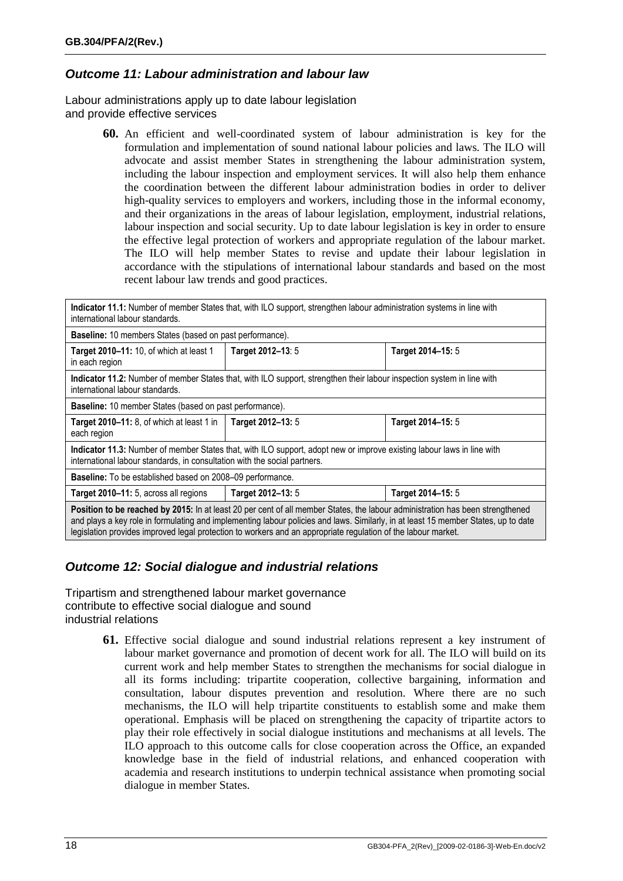### *Outcome 11: Labour administration and labour law*

Labour administrations apply up to date labour legislation and provide effective services

**60.** An efficient and well-coordinated system of labour administration is key for the formulation and implementation of sound national labour policies and laws. The ILO will advocate and assist member States in strengthening the labour administration system, including the labour inspection and employment services. It will also help them enhance the coordination between the different labour administration bodies in order to deliver high-quality services to employers and workers, including those in the informal economy, and their organizations in the areas of labour legislation, employment, industrial relations, labour inspection and social security. Up to date labour legislation is key in order to ensure the effective legal protection of workers and appropriate regulation of the labour market. The ILO will help member States to revise and update their labour legislation in accordance with the stipulations of international labour standards and based on the most recent labour law trends and good practices.

| **Indicator 11.1:** Number of member States that, with ILO support, strengthen labour administration systems in line with international labour standards. | | |
|---|---|---|
| **Baseline:** 10 members States (based on past performance). | | |
| **Target 2010–11:** 10, of which at least 1 in each region | **Target 2012–13**: 5 | **Target 2014–15:** 5 |
| **Indicator 11.2:** Number of member States that, with ILO support, strengthen their labour inspection system in line with international labour standards. | | |
| **Baseline:** 10 member States (based on past performance). | | |
| **Target 2010–11:** 8, of which at least 1 in each region | **Target 2012–13:** 5 | **Target 2014–15:** 5 |
| **Indicator 11.3:** Number of member States that, with ILO support, adopt new or improve existing labour laws in line with international labour standards, in consultation with the social partners. | | |
| **Baseline:** To be established based on 2008–09 performance. | | |
| **Target 2010–11:** 5, across all regions | **Target 2012–13:** 5 | **Target 2014–15:** 5 |
| **Position to be reached by 2015:** In at least 20 per cent of all member States, the labour administration has been strengthened and plays a key role in formulating and implementing labour policies and laws. Similarly, in at least 15 member States, up to date legislation provides improved legal protection to workers and an appropriate regulation of the labour market. | | |

### *Outcome 12: Social dialogue and industrial relations*

Tripartism and strengthened labour market governance contribute to effective social dialogue and sound industrial relations

**61.** Effective social dialogue and sound industrial relations represent a key instrument of labour market governance and promotion of decent work for all. The ILO will build on its current work and help member States to strengthen the mechanisms for social dialogue in all its forms including: tripartite cooperation, collective bargaining, information and consultation, labour disputes prevention and resolution. Where there are no such mechanisms, the ILO will help tripartite constituents to establish some and make them operational. Emphasis will be placed on strengthening the capacity of tripartite actors to play their role effectively in social dialogue institutions and mechanisms at all levels. The ILO approach to this outcome calls for close cooperation across the Office, an expanded knowledge base in the field of industrial relations, and enhanced cooperation with academia and research institutions to underpin technical assistance when promoting social dialogue in member States.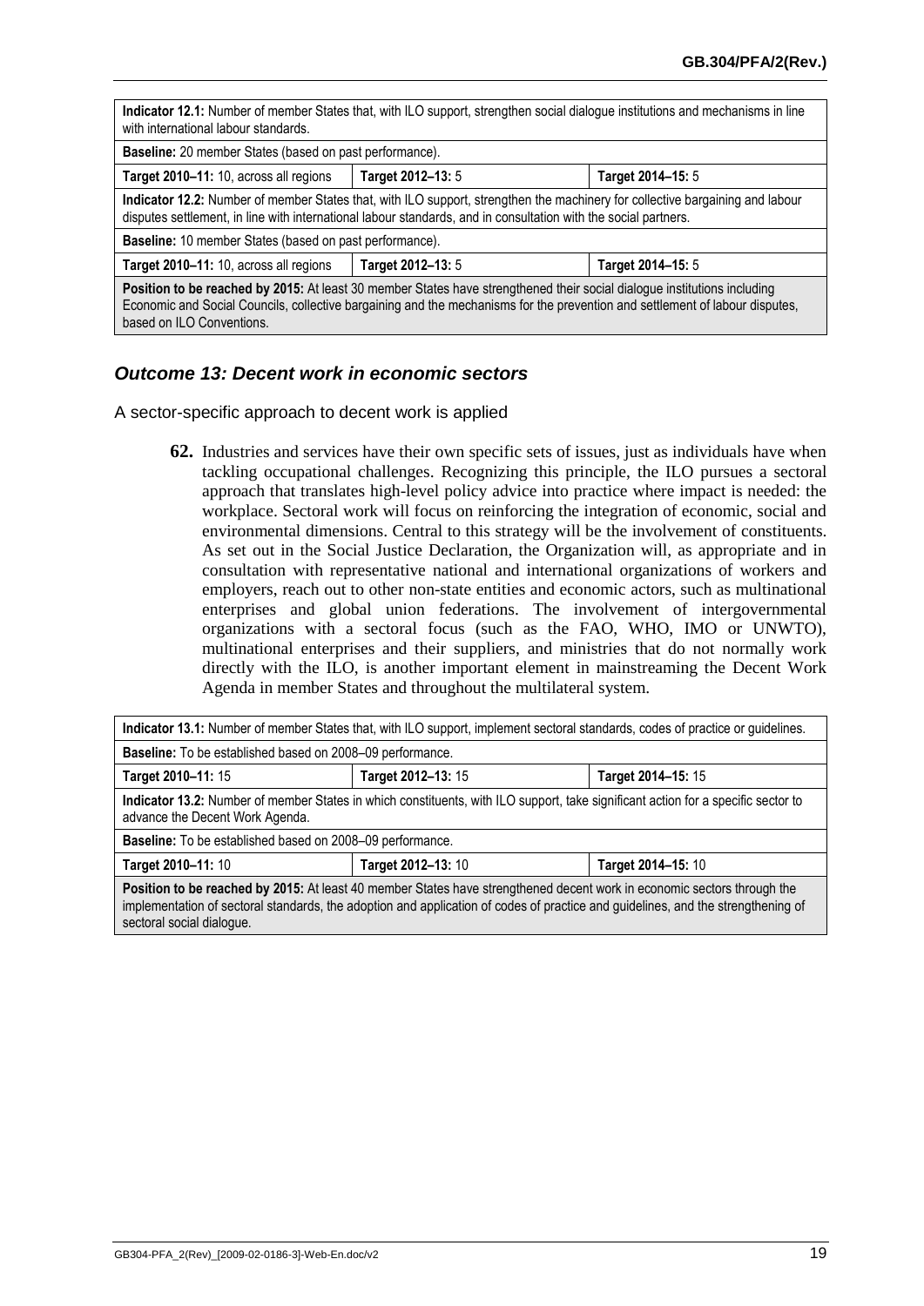| **Indicator 12.1:** Number of member States that, with ILO support, strengthen social dialogue institutions and mechanisms in line with international labour standards. | | |
|---|---|---|
| **Baseline:** 20 member States (based on past performance). | | |
| **Target 2010–11:** 10, across all regions | **Target 2012–13:** 5 | **Target 2014–15:** 5 |
| **Indicator 12.2:** Number of member States that, with ILO support, strengthen the machinery for collective bargaining and labour disputes settlement, in line with international labour standards, and in consultation with the social partners. | | |
| **Baseline:** 10 member States (based on past performance). | | |
| **Target 2010–11:** 10, across all regions | **Target 2012–13:** 5 | **Target 2014–15:** 5 |
| **Position to be reached by 2015:** At least 30 member States have strengthened their social dialogue institutions including Economic and Social Councils, collective bargaining and the mechanisms for the prevention and settlement of labour disputes, based on ILO Conventions. | | |

### *Outcome 13: Decent work in economic sectors*

A sector-specific approach to decent work is applied

**62.** Industries and services have their own specific sets of issues, just as individuals have when tackling occupational challenges. Recognizing this principle, the ILO pursues a sectoral approach that translates high-level policy advice into practice where impact is needed: the workplace. Sectoral work will focus on reinforcing the integration of economic, social and environmental dimensions. Central to this strategy will be the involvement of constituents. As set out in the Social Justice Declaration, the Organization will, as appropriate and in consultation with representative national and international organizations of workers and employers, reach out to other non-state entities and economic actors, such as multinational enterprises and global union federations. The involvement of intergovernmental organizations with a sectoral focus (such as the FAO, WHO, IMO or UNWTO), multinational enterprises and their suppliers, and ministries that do not normally work directly with the ILO, is another important element in mainstreaming the Decent Work Agenda in member States and throughout the multilateral system.

| **Indicator 13.1:** Number of member States that, with ILO support, implement sectoral standards, codes of practice or guidelines. | | |
|---|---|---|
| **Baseline:** To be established based on 2008–09 performance. | | |
| **Target 2010–11:** 15 | **Target 2012–13:** 15 | **Target 2014–15:** 15 |
| **Indicator 13.2:** Number of member States in which constituents, with ILO support, take significant action for a specific sector to advance the Decent Work Agenda. | | |
| **Baseline:** To be established based on 2008–09 performance. | | |
| **Target 2010–11:** 10 | **Target 2012–13:** 10 | **Target 2014–15:** 10 |
| **Position to be reached by 2015:** At least 40 member States have strengthened decent work in economic sectors through the implementation of sectoral standards, the adoption and application of codes of practice and guidelines, and the strengthening of sectoral social dialogue. | | |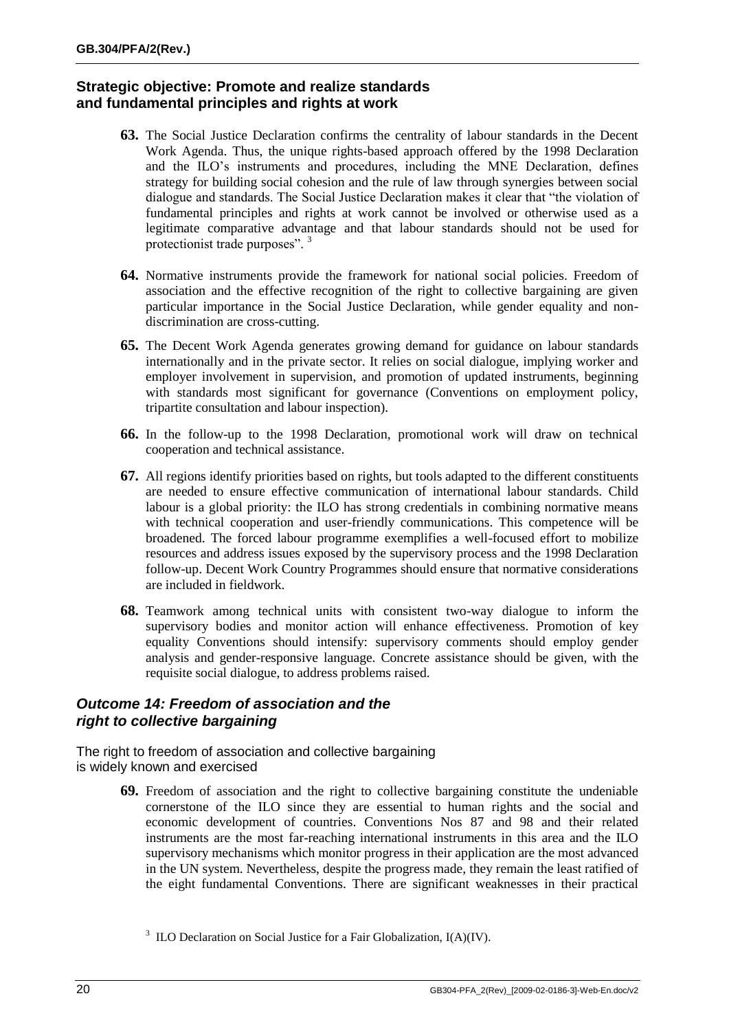## Strategic objective: Promote and realize standards and fundamental principles and rights at work

**63.** The Social Justice Declaration confirms the centrality of labour standards in the Decent Work Agenda. Thus, the unique rights-based approach offered by the 1998 Declaration and the ILO's instruments and procedures, including the MNE Declaration, defines strategy for building social cohesion and the rule of law through synergies between social dialogue and standards. The Social Justice Declaration makes it clear that "the violation of fundamental principles and rights at work cannot be involved or otherwise used as a legitimate comparative advantage and that labour standards should not be used for protectionist trade purposes". [3]

**64.** Normative instruments provide the framework for national social policies. Freedom of association and the effective recognition of the right to collective bargaining are given particular importance in the Social Justice Declaration, while gender equality and non-discrimination are cross-cutting.

**65.** The Decent Work Agenda generates growing demand for guidance on labour standards internationally and in the private sector. It relies on social dialogue, implying worker and employer involvement in supervision, and promotion of updated instruments, beginning with standards most significant for governance (Conventions on employment policy, tripartite consultation and labour inspection).

**66.** In the follow-up to the 1998 Declaration, promotional work will draw on technical cooperation and technical assistance.

**67.** All regions identify priorities based on rights, but tools adapted to the different constituents are needed to ensure effective communication of international labour standards. Child labour is a global priority: the ILO has strong credentials in combining normative means with technical cooperation and user-friendly communications. This competence will be broadened. The forced labour programme exemplifies a well-focused effort to mobilize resources and address issues exposed by the supervisory process and the 1998 Declaration follow-up. Decent Work Country Programmes should ensure that normative considerations are included in fieldwork.

**68.** Teamwork among technical units with consistent two-way dialogue to inform the supervisory bodies and monitor action will enhance effectiveness. Promotion of key equality Conventions should intensify: supervisory comments should employ gender analysis and gender-responsive language. Concrete assistance should be given, with the requisite social dialogue, to address problems raised.

### *Outcome 14: Freedom of association and the right to collective bargaining*

The right to freedom of association and collective bargaining is widely known and exercised

**69.** Freedom of association and the right to collective bargaining constitute the undeniable cornerstone of the ILO since they are essential to human rights and the social and economic development of countries. Conventions Nos 87 and 98 and their related instruments are the most far-reaching international instruments in this area and the ILO supervisory mechanisms which monitor progress in their application are the most advanced in the UN system. Nevertheless, despite the progress made, they remain the least ratified of the eight fundamental Conventions. There are significant weaknesses in their practical

[3] ILO Declaration on Social Justice for a Fair Globalization, I(A)(IV).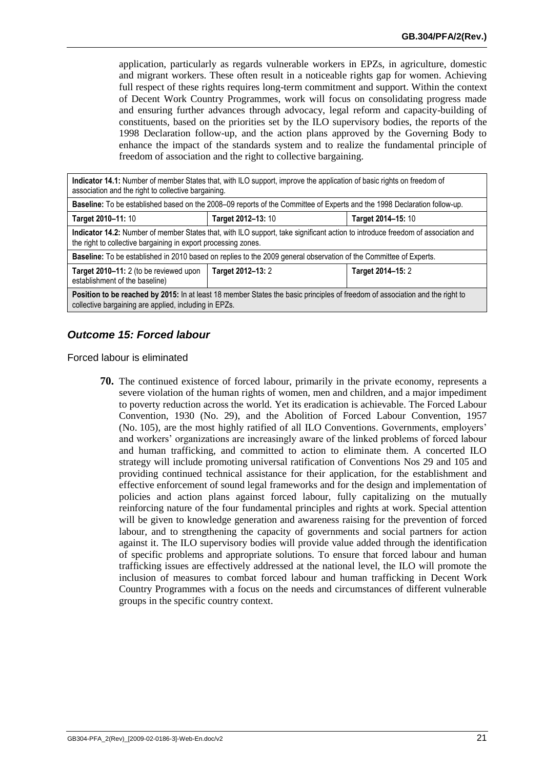application, particularly as regards vulnerable workers in EPZs, in agriculture, domestic and migrant workers. These often result in a noticeable rights gap for women. Achieving full respect of these rights requires long-term commitment and support. Within the context of Decent Work Country Programmes, work will focus on consolidating progress made and ensuring further advances through advocacy, legal reform and capacity-building of constituents, based on the priorities set by the ILO supervisory bodies, the reports of the 1998 Declaration follow-up, and the action plans approved by the Governing Body to enhance the impact of the standards system and to realize the fundamental principle of freedom of association and the right to collective bargaining.

| **Indicator 14.1:** Number of member States that, with ILO support, improve the application of basic rights on freedom of association and the right to collective bargaining. | | |
|---|---|---|
| **Baseline:** To be established based on the 2008–09 reports of the Committee of Experts and the 1998 Declaration follow-up. | | |
| **Target 2010–11:** 10 | **Target 2012–13:** 10 | **Target 2014–15:** 10 |
| **Indicator 14.2:** Number of member States that, with ILO support, take significant action to introduce freedom of association and the right to collective bargaining in export processing zones. | | |
| **Baseline:** To be established in 2010 based on replies to the 2009 general observation of the Committee of Experts. | | |
| **Target 2010–11:** 2 (to be reviewed upon establishment of the baseline) | **Target 2012–13:** 2 | **Target 2014–15:** 2 |
| **Position to be reached by 2015:** In at least 18 member States the basic principles of freedom of association and the right to collective bargaining are applied, including in EPZs. | | |

## *Outcome 15: Forced labour*

Forced labour is eliminated

**70.** The continued existence of forced labour, primarily in the private economy, represents a severe violation of the human rights of women, men and children, and a major impediment to poverty reduction across the world. Yet its eradication is achievable. The Forced Labour Convention, 1930 (No. 29), and the Abolition of Forced Labour Convention, 1957 (No. 105), are the most highly ratified of all ILO Conventions. Governments, employers' and workers' organizations are increasingly aware of the linked problems of forced labour and human trafficking, and committed to action to eliminate them. A concerted ILO strategy will include promoting universal ratification of Conventions Nos 29 and 105 and providing continued technical assistance for their application, for the establishment and effective enforcement of sound legal frameworks and for the design and implementation of policies and action plans against forced labour, fully capitalizing on the mutually reinforcing nature of the four fundamental principles and rights at work. Special attention will be given to knowledge generation and awareness raising for the prevention of forced labour, and to strengthening the capacity of governments and social partners for action against it. The ILO supervisory bodies will provide value added through the identification of specific problems and appropriate solutions. To ensure that forced labour and human trafficking issues are effectively addressed at the national level, the ILO will promote the inclusion of measures to combat forced labour and human trafficking in Decent Work Country Programmes with a focus on the needs and circumstances of different vulnerable groups in the specific country context.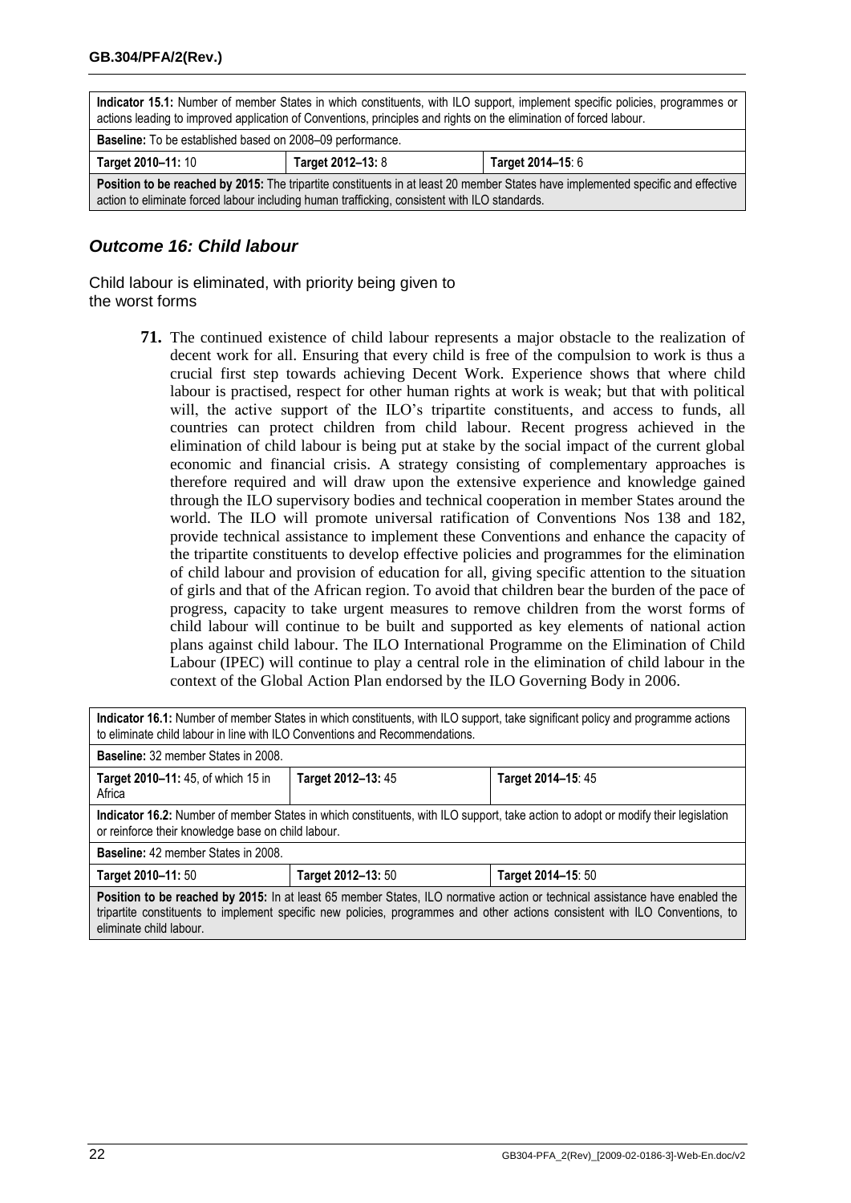| **Indicator 15.1:** Number of member States in which constituents, with ILO support, implement specific policies, programmes or actions leading to improved application of Conventions, principles and rights on the elimination of forced labour. | | |
|---|---|---|
| **Baseline:** To be established based on 2008–09 performance. | | |
| **Target 2010–11:** 10 | **Target 2012–13:** 8 | **Target 2014–15**: 6 |
| **Position to be reached by 2015:** The tripartite constituents in at least 20 member States have implemented specific and effective action to eliminate forced labour including human trafficking, consistent with ILO standards. | | |

### *Outcome 16: Child labour*

Child labour is eliminated, with priority being given to the worst forms

**71.** The continued existence of child labour represents a major obstacle to the realization of decent work for all. Ensuring that every child is free of the compulsion to work is thus a crucial first step towards achieving Decent Work. Experience shows that where child labour is practised, respect for other human rights at work is weak; but that with political will, the active support of the ILO's tripartite constituents, and access to funds, all countries can protect children from child labour. Recent progress achieved in the elimination of child labour is being put at stake by the social impact of the current global economic and financial crisis. A strategy consisting of complementary approaches is therefore required and will draw upon the extensive experience and knowledge gained through the ILO supervisory bodies and technical cooperation in member States around the world. The ILO will promote universal ratification of Conventions Nos 138 and 182, provide technical assistance to implement these Conventions and enhance the capacity of the tripartite constituents to develop effective policies and programmes for the elimination of child labour and provision of education for all, giving specific attention to the situation of girls and that of the African region. To avoid that children bear the burden of the pace of progress, capacity to take urgent measures to remove children from the worst forms of child labour will continue to be built and supported as key elements of national action plans against child labour. The ILO International Programme on the Elimination of Child Labour (IPEC) will continue to play a central role in the elimination of child labour in the context of the Global Action Plan endorsed by the ILO Governing Body in 2006.

| **Indicator 16.1:** Number of member States in which constituents, with ILO support, take significant policy and programme actions to eliminate child labour in line with ILO Conventions and Recommendations. | | |
|---|---|---|
| **Baseline:** 32 member States in 2008. | | |
| **Target 2010–11:** 45, of which 15 in Africa | **Target 2012–13:** 45 | **Target 2014–15**: 45 |
| **Indicator 16.2:** Number of member States in which constituents, with ILO support, take action to adopt or modify their legislation or reinforce their knowledge base on child labour. | | |
| **Baseline:** 42 member States in 2008. | | |
| **Target 2010–11:** 50 | **Target 2012–13:** 50 | **Target 2014–15**: 50 |
| **Position to be reached by 2015:** In at least 65 member States, ILO normative action or technical assistance have enabled the tripartite constituents to implement specific new policies, programmes and other actions consistent with ILO Conventions, to eliminate child labour. | | |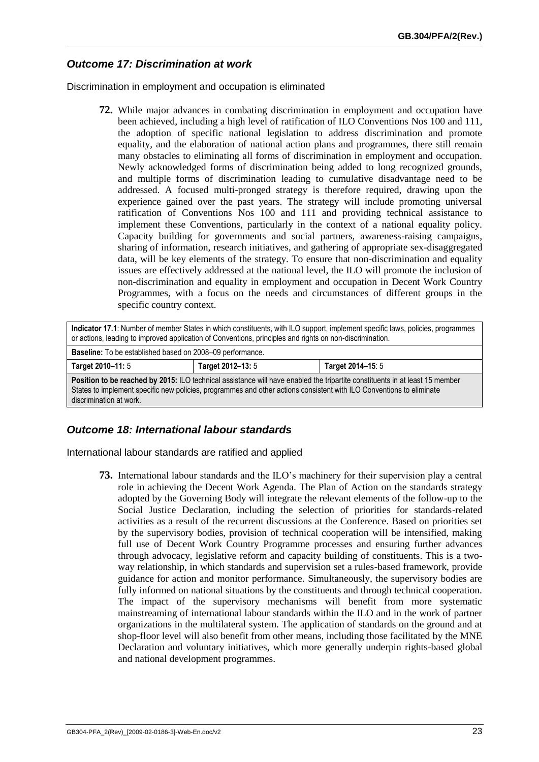### *Outcome 17: Discrimination at work*

Discrimination in employment and occupation is eliminated

**72.** While major advances in combating discrimination in employment and occupation have been achieved, including a high level of ratification of ILO Conventions Nos 100 and 111, the adoption of specific national legislation to address discrimination and promote equality, and the elaboration of national action plans and programmes, there still remain many obstacles to eliminating all forms of discrimination in employment and occupation. Newly acknowledged forms of discrimination being added to long recognized grounds, and multiple forms of discrimination leading to cumulative disadvantage need to be addressed. A focused multi-pronged strategy is therefore required, drawing upon the experience gained over the past years. The strategy will include promoting universal ratification of Conventions Nos 100 and 111 and providing technical assistance to implement these Conventions, particularly in the context of a national equality policy. Capacity building for governments and social partners, awareness-raising campaigns, sharing of information, research initiatives, and gathering of appropriate sex-disaggregated data, will be key elements of the strategy. To ensure that non-discrimination and equality issues are effectively addressed at the national level, the ILO will promote the inclusion of non-discrimination and equality in employment and occupation in Decent Work Country Programmes, with a focus on the needs and circumstances of different groups in the specific country context.

| **Indicator 17.1**: Number of member States in which constituents, with ILO support, implement specific laws, policies, programmes or actions, leading to improved application of Conventions, principles and rights on non-discrimination. | | |
|---|---|---|
| **Baseline:** To be established based on 2008–09 performance. | | |
| **Target 2010–11:** 5 | **Target 2012–13:** 5 | **Target 2014–15**: 5 |
| **Position to be reached by 2015:** ILO technical assistance will have enabled the tripartite constituents in at least 15 member States to implement specific new policies, programmes and other actions consistent with ILO Conventions to eliminate discrimination at work. | | |

### *Outcome 18: International labour standards*

International labour standards are ratified and applied

**73.** International labour standards and the ILO's machinery for their supervision play a central role in achieving the Decent Work Agenda. The Plan of Action on the standards strategy adopted by the Governing Body will integrate the relevant elements of the follow-up to the Social Justice Declaration, including the selection of priorities for standards-related activities as a result of the recurrent discussions at the Conference. Based on priorities set by the supervisory bodies, provision of technical cooperation will be intensified, making full use of Decent Work Country Programme processes and ensuring further advances through advocacy, legislative reform and capacity building of constituents. This is a two-way relationship, in which standards and supervision set a rules-based framework, provide guidance for action and monitor performance. Simultaneously, the supervisory bodies are fully informed on national situations by the constituents and through technical cooperation. The impact of the supervisory mechanisms will benefit from more systematic mainstreaming of international labour standards within the ILO and in the work of partner organizations in the multilateral system. The application of standards on the ground and at shop-floor level will also benefit from other means, including those facilitated by the MNE Declaration and voluntary initiatives, which more generally underpin rights-based global and national development programmes.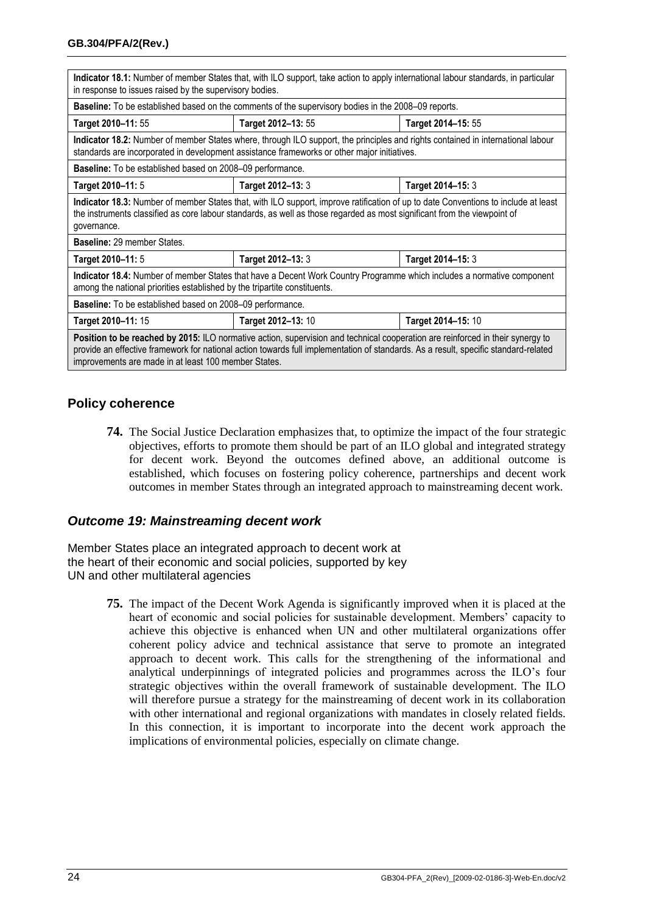| **Indicator 18.1:** Number of member States that, with ILO support, take action to apply international labour standards, in particular in response to issues raised by the supervisory bodies. | | |
|---|---|---|
| **Baseline:** To be established based on the comments of the supervisory bodies in the 2008–09 reports. | | |
| **Target 2010–11:** 55 | **Target 2012–13:** 55 | **Target 2014–15:** 55 |
| **Indicator 18.2:** Number of member States where, through ILO support, the principles and rights contained in international labour standards are incorporated in development assistance frameworks or other major initiatives. | | |
| **Baseline:** To be established based on 2008–09 performance. | | |
| **Target 2010–11:** 5 | **Target 2012–13:** 3 | **Target 2014–15:** 3 |
| **Indicator 18.3:** Number of member States that, with ILO support, improve ratification of up to date Conventions to include at least the instruments classified as core labour standards, as well as those regarded as most significant from the viewpoint of governance. | | |
| **Baseline:** 29 member States. | | |
| **Target 2010–11:** 5 | **Target 2012–13:** 3 | **Target 2014–15:** 3 |
| **Indicator 18.4:** Number of member States that have a Decent Work Country Programme which includes a normative component among the national priorities established by the tripartite constituents. | | |
| **Baseline:** To be established based on 2008–09 performance. | | |
| **Target 2010–11:** 15 | **Target 2012–13:** 10 | **Target 2014–15:** 10 |
| **Position to be reached by 2015:** ILO normative action, supervision and technical cooperation are reinforced in their synergy to provide an effective framework for national action towards full implementation of standards. As a result, specific standard-related improvements are made in at least 100 member States. | | |

## Policy coherence

**74.** The Social Justice Declaration emphasizes that, to optimize the impact of the four strategic objectives, efforts to promote them should be part of an ILO global and integrated strategy for decent work. Beyond the outcomes defined above, an additional outcome is established, which focuses on fostering policy coherence, partnerships and decent work outcomes in member States through an integrated approach to mainstreaming decent work.

### *Outcome 19: Mainstreaming decent work*

Member States place an integrated approach to decent work at the heart of their economic and social policies, supported by key UN and other multilateral agencies

**75.** The impact of the Decent Work Agenda is significantly improved when it is placed at the heart of economic and social policies for sustainable development. Members' capacity to achieve this objective is enhanced when UN and other multilateral organizations offer coherent policy advice and technical assistance that serve to promote an integrated approach to decent work. This calls for the strengthening of the informational and analytical underpinnings of integrated policies and programmes across the ILO's four strategic objectives within the overall framework of sustainable development. The ILO will therefore pursue a strategy for the mainstreaming of decent work in its collaboration with other international and regional organizations with mandates in closely related fields. In this connection, it is important to incorporate into the decent work approach the implications of environmental policies, especially on climate change.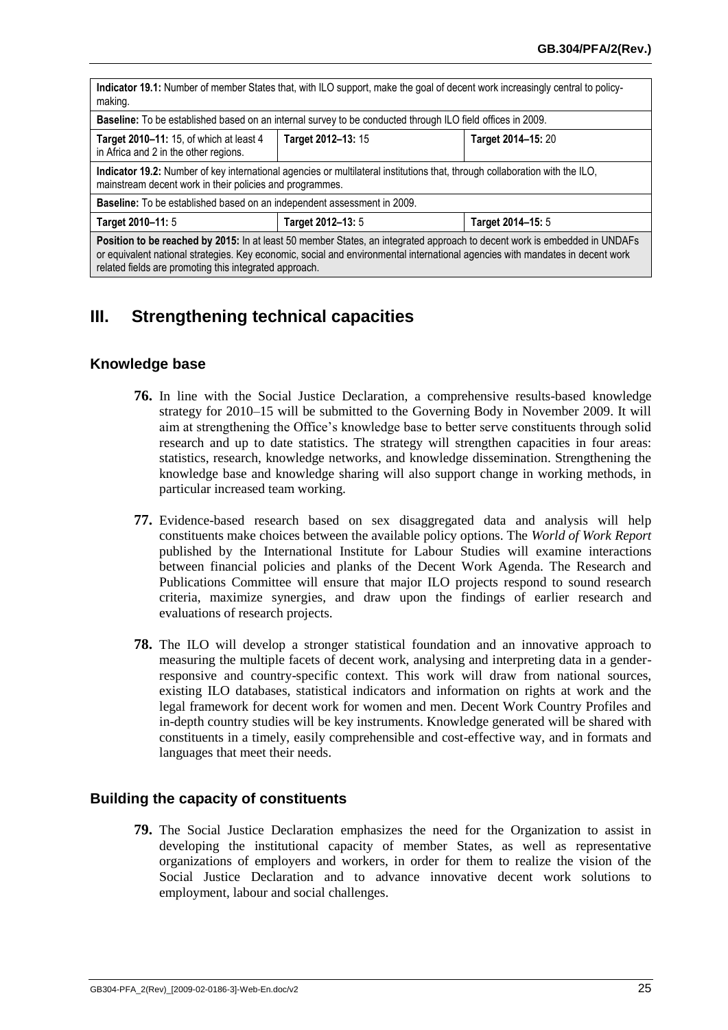| **Indicator 19.1:** Number of member States that, with ILO support, make the goal of decent work increasingly central to policy-making. | | |
|---|---|---|
| **Baseline:** To be established based on an internal survey to be conducted through ILO field offices in 2009. | | |
| **Target 2010–11:** 15, of which at least 4 in Africa and 2 in the other regions. | **Target 2012–13:** 15 | **Target 2014–15:** 20 |
| **Indicator 19.2:** Number of key international agencies or multilateral institutions that, through collaboration with the ILO, mainstream decent work in their policies and programmes. | | |
| **Baseline:** To be established based on an independent assessment in 2009. | | |
| **Target 2010–11:** 5 | **Target 2012–13:** 5 | **Target 2014–15:** 5 |
| **Position to be reached by 2015:** In at least 50 member States, an integrated approach to decent work is embedded in UNDAFs or equivalent national strategies. Key economic, social and environmental international agencies with mandates in decent work related fields are promoting this integrated approach. | | |

# III. Strengthening technical capacities

## Knowledge base

**76.** In line with the Social Justice Declaration, a comprehensive results-based knowledge strategy for 2010–15 will be submitted to the Governing Body in November 2009. It will aim at strengthening the Office's knowledge base to better serve constituents through solid research and up to date statistics. The strategy will strengthen capacities in four areas: statistics, research, knowledge networks, and knowledge dissemination. Strengthening the knowledge base and knowledge sharing will also support change in working methods, in particular increased team working.

**77.** Evidence-based research based on sex disaggregated data and analysis will help constituents make choices between the available policy options. The *World of Work Report* published by the International Institute for Labour Studies will examine interactions between financial policies and planks of the Decent Work Agenda. The Research and Publications Committee will ensure that major ILO projects respond to sound research criteria, maximize synergies, and draw upon the findings of earlier research and evaluations of research projects.

**78.** The ILO will develop a stronger statistical foundation and an innovative approach to measuring the multiple facets of decent work, analysing and interpreting data in a gender-responsive and country-specific context. This work will draw from national sources, existing ILO databases, statistical indicators and information on rights at work and the legal framework for decent work for women and men. Decent Work Country Profiles and in-depth country studies will be key instruments. Knowledge generated will be shared with constituents in a timely, easily comprehensible and cost-effective way, and in formats and languages that meet their needs.

## Building the capacity of constituents

**79.** The Social Justice Declaration emphasizes the need for the Organization to assist in developing the institutional capacity of member States, as well as representative organizations of employers and workers, in order for them to realize the vision of the Social Justice Declaration and to advance innovative decent work solutions to employment, labour and social challenges.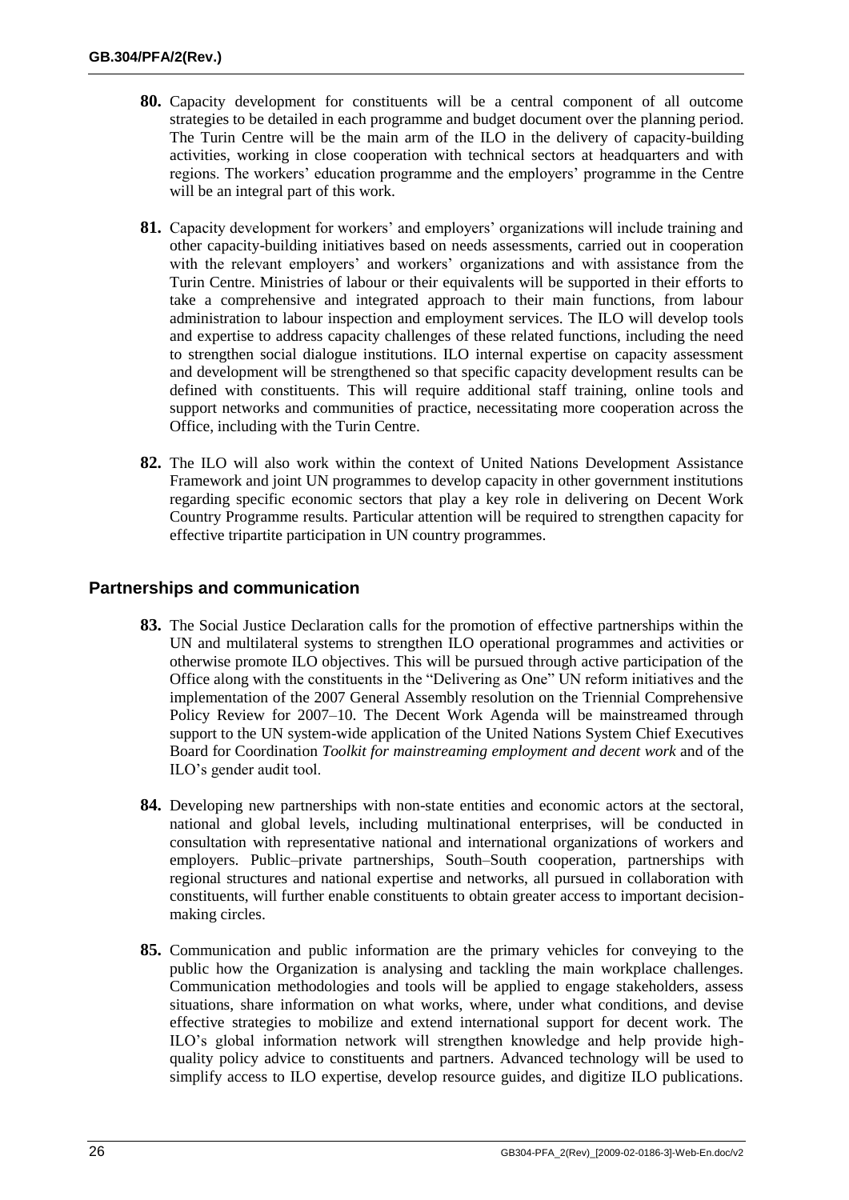**80.** Capacity development for constituents will be a central component of all outcome strategies to be detailed in each programme and budget document over the planning period. The Turin Centre will be the main arm of the ILO in the delivery of capacity-building activities, working in close cooperation with technical sectors at headquarters and with regions. The workers' education programme and the employers' programme in the Centre will be an integral part of this work.

**81.** Capacity development for workers' and employers' organizations will include training and other capacity-building initiatives based on needs assessments, carried out in cooperation with the relevant employers' and workers' organizations and with assistance from the Turin Centre. Ministries of labour or their equivalents will be supported in their efforts to take a comprehensive and integrated approach to their main functions, from labour administration to labour inspection and employment services. The ILO will develop tools and expertise to address capacity challenges of these related functions, including the need to strengthen social dialogue institutions. ILO internal expertise on capacity assessment and development will be strengthened so that specific capacity development results can be defined with constituents. This will require additional staff training, online tools and support networks and communities of practice, necessitating more cooperation across the Office, including with the Turin Centre.

**82.** The ILO will also work within the context of United Nations Development Assistance Framework and joint UN programmes to develop capacity in other government institutions regarding specific economic sectors that play a key role in delivering on Decent Work Country Programme results. Particular attention will be required to strengthen capacity for effective tripartite participation in UN country programmes.

## Partnerships and communication

**83.** The Social Justice Declaration calls for the promotion of effective partnerships within the UN and multilateral systems to strengthen ILO operational programmes and activities or otherwise promote ILO objectives. This will be pursued through active participation of the Office along with the constituents in the "Delivering as One" UN reform initiatives and the implementation of the 2007 General Assembly resolution on the Triennial Comprehensive Policy Review for 2007–10. The Decent Work Agenda will be mainstreamed through support to the UN system-wide application of the United Nations System Chief Executives Board for Coordination *Toolkit for mainstreaming employment and decent work* and of the ILO's gender audit tool.

**84.** Developing new partnerships with non-state entities and economic actors at the sectoral, national and global levels, including multinational enterprises, will be conducted in consultation with representative national and international organizations of workers and employers. Public–private partnerships, South–South cooperation, partnerships with regional structures and national expertise and networks, all pursued in collaboration with constituents, will further enable constituents to obtain greater access to important decision-making circles.

**85.** Communication and public information are the primary vehicles for conveying to the public how the Organization is analysing and tackling the main workplace challenges. Communication methodologies and tools will be applied to engage stakeholders, assess situations, share information on what works, where, under what conditions, and devise effective strategies to mobilize and extend international support for decent work. The ILO's global information network will strengthen knowledge and help provide high-quality policy advice to constituents and partners. Advanced technology will be used to simplify access to ILO expertise, develop resource guides, and digitize ILO publications.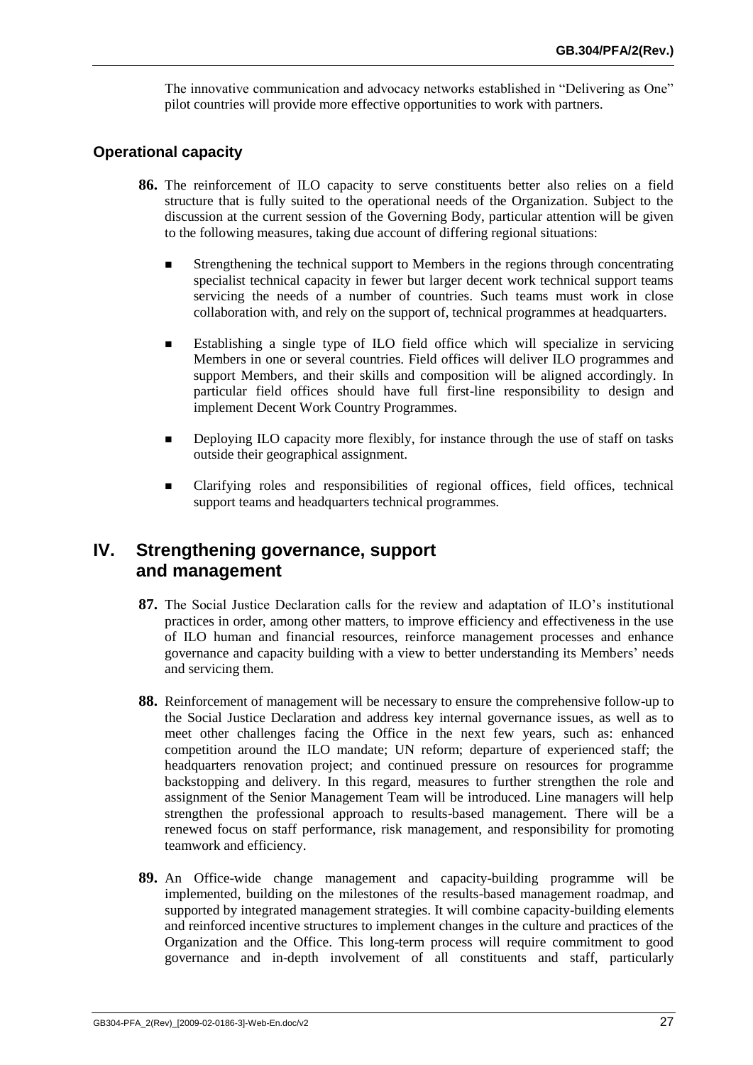The innovative communication and advocacy networks established in "Delivering as One" pilot countries will provide more effective opportunities to work with partners.

### Operational capacity

**86.** The reinforcement of ILO capacity to serve constituents better also relies on a field structure that is fully suited to the operational needs of the Organization. Subject to the discussion at the current session of the Governing Body, particular attention will be given to the following measures, taking due account of differing regional situations:

- Strengthening the technical support to Members in the regions through concentrating specialist technical capacity in fewer but larger decent work technical support teams servicing the needs of a number of countries. Such teams must work in close collaboration with, and rely on the support of, technical programmes at headquarters.
- Establishing a single type of ILO field office which will specialize in servicing Members in one or several countries. Field offices will deliver ILO programmes and support Members, and their skills and composition will be aligned accordingly. In particular field offices should have full first-line responsibility to design and implement Decent Work Country Programmes.
- Deploying ILO capacity more flexibly, for instance through the use of staff on tasks outside their geographical assignment.
- Clarifying roles and responsibilities of regional offices, field offices, technical support teams and headquarters technical programmes.

## IV. Strengthening governance, support and management

**87.** The Social Justice Declaration calls for the review and adaptation of ILO's institutional practices in order, among other matters, to improve efficiency and effectiveness in the use of ILO human and financial resources, reinforce management processes and enhance governance and capacity building with a view to better understanding its Members' needs and servicing them.

**88.** Reinforcement of management will be necessary to ensure the comprehensive follow-up to the Social Justice Declaration and address key internal governance issues, as well as to meet other challenges facing the Office in the next few years, such as: enhanced competition around the ILO mandate; UN reform; departure of experienced staff; the headquarters renovation project; and continued pressure on resources for programme backstopping and delivery. In this regard, measures to further strengthen the role and assignment of the Senior Management Team will be introduced. Line managers will help strengthen the professional approach to results-based management. There will be a renewed focus on staff performance, risk management, and responsibility for promoting teamwork and efficiency.

**89.** An Office-wide change management and capacity-building programme will be implemented, building on the milestones of the results-based management roadmap, and supported by integrated management strategies. It will combine capacity-building elements and reinforced incentive structures to implement changes in the culture and practices of the Organization and the Office. This long-term process will require commitment to good governance and in-depth involvement of all constituents and staff, particularly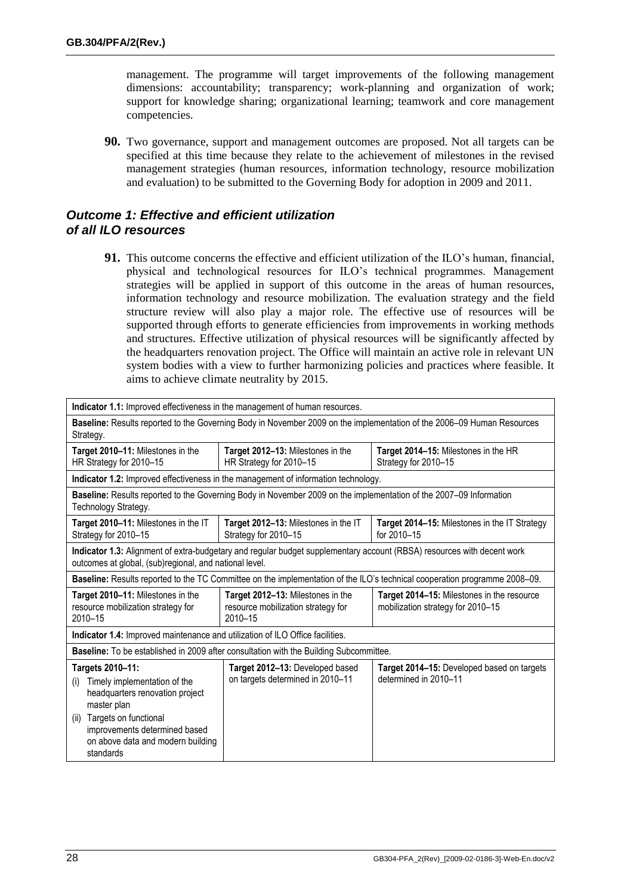management. The programme will target improvements of the following management dimensions: accountability; transparency; work-planning and organization of work; support for knowledge sharing; organizational learning; teamwork and core management competencies.

**90.** Two governance, support and management outcomes are proposed. Not all targets can be specified at this time because they relate to the achievement of milestones in the revised management strategies (human resources, information technology, resource mobilization and evaluation) to be submitted to the Governing Body for adoption in 2009 and 2011.

### *Outcome 1: Effective and efficient utilization of all ILO resources*

**91.** This outcome concerns the effective and efficient utilization of the ILO's human, financial, physical and technological resources for ILO's technical programmes. Management strategies will be applied in support of this outcome in the areas of human resources, information technology and resource mobilization. The evaluation strategy and the field structure review will also play a major role. The effective use of resources will be supported through efforts to generate efficiencies from improvements in working methods and structures. Effective utilization of physical resources will be significantly affected by the headquarters renovation project. The Office will maintain an active role in relevant UN system bodies with a view to further harmonizing policies and practices where feasible. It aims to achieve climate neutrality by 2015.

| **Indicator 1.1:** Improved effectiveness in the management of human resources. | | |
|---|---|---|
| **Baseline:** Results reported to the Governing Body in November 2009 on the implementation of the 2006–09 Human Resources Strategy. | | |
| **Target 2010–11:** Milestones in the HR Strategy for 2010–15 | **Target 2012–13:** Milestones in the HR Strategy for 2010–15 | **Target 2014–15:** Milestones in the HR Strategy for 2010–15 |
| **Indicator 1.2:** Improved effectiveness in the management of information technology. | | |
| **Baseline:** Results reported to the Governing Body in November 2009 on the implementation of the 2007–09 Information Technology Strategy. | | |
| **Target 2010–11:** Milestones in the IT Strategy for 2010–15 | **Target 2012–13:** Milestones in the IT Strategy for 2010–15 | **Target 2014–15:** Milestones in the IT Strategy for 2010–15 |
| **Indicator 1.3:** Alignment of extra-budgetary and regular budget supplementary account (RBSA) resources with decent work outcomes at global, (sub)regional, and national level. | | |
| **Baseline:** Results reported to the TC Committee on the implementation of the ILO's technical cooperation programme 2008–09. | | |
| **Target 2010–11:** Milestones in the resource mobilization strategy for 2010–15 | **Target 2012–13:** Milestones in the resource mobilization strategy for 2010–15 | **Target 2014–15:** Milestones in the resource mobilization strategy for 2010–15 |
| **Indicator 1.4:** Improved maintenance and utilization of ILO Office facilities. | | |
| **Baseline:** To be established in 2009 after consultation with the Building Subcommittee. | | |
| **Targets 2010–11:** (i) Timely implementation of the headquarters renovation project master plan (ii) Targets on functional improvements determined based on above data and modern building standards | **Target 2012–13:** Developed based on targets determined in 2010–11 | **Target 2014–15:** Developed based on targets determined in 2010–11 |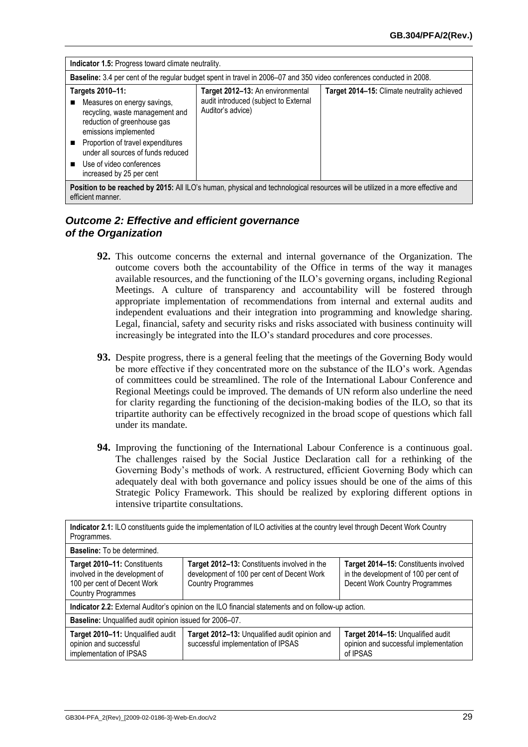| **Indicator 1.5:** Progress toward climate neutrality. | | |
|---|---|---|
| **Baseline:** 3.4 per cent of the regular budget spent in travel in 2006–07 and 350 video conferences conducted in 2008. | | |
| **Targets 2010–11:**<br>■ Measures on energy savings, recycling, waste management and reduction of greenhouse gas emissions implemented<br>■ Proportion of travel expenditures under all sources of funds reduced<br>■ Use of video conferences increased by 25 per cent | **Target 2012–13:** An environmental audit introduced (subject to External Auditor's advice) | **Target 2014–15:** Climate neutrality achieved |
| **Position to be reached by 2015:** All ILO's human, physical and technological resources will be utilized in a more effective and efficient manner. | | |

### *Outcome 2: Effective and efficient governance of the Organization*

**92.** This outcome concerns the external and internal governance of the Organization. The outcome covers both the accountability of the Office in terms of the way it manages available resources, and the functioning of the ILO's governing organs, including Regional Meetings. A culture of transparency and accountability will be fostered through appropriate implementation of recommendations from internal and external audits and independent evaluations and their integration into programming and knowledge sharing. Legal, financial, safety and security risks and risks associated with business continuity will increasingly be integrated into the ILO's standard procedures and core processes.

**93.** Despite progress, there is a general feeling that the meetings of the Governing Body would be more effective if they concentrated more on the substance of the ILO's work. Agendas of committees could be streamlined. The role of the International Labour Conference and Regional Meetings could be improved. The demands of UN reform also underline the need for clarity regarding the functioning of the decision-making bodies of the ILO, so that its tripartite authority can be effectively recognized in the broad scope of questions which fall under its mandate.

**94.** Improving the functioning of the International Labour Conference is a continuous goal. The challenges raised by the Social Justice Declaration call for a rethinking of the Governing Body's methods of work. A restructured, efficient Governing Body which can adequately deal with both governance and policy issues should be one of the aims of this Strategic Policy Framework. This should be realized by exploring different options in intensive tripartite consultations.

| **Indicator 2.1:** ILO constituents guide the implementation of ILO activities at the country level through Decent Work Country Programmes. | | |
|---|---|---|
| **Baseline:** To be determined. | | |
| **Target 2010–11:** Constituents involved in the development of 100 per cent of Decent Work Country Programmes | **Target 2012–13:** Constituents involved in the development of 100 per cent of Decent Work Country Programmes | **Target 2014–15:** Constituents involved in the development of 100 per cent of Decent Work Country Programmes |
| **Indicator 2.2:** External Auditor's opinion on the ILO financial statements and on follow-up action. | | |
| **Baseline:** Unqualified audit opinion issued for 2006–07. | | |
| **Target 2010–11:** Unqualified audit opinion and successful implementation of IPSAS | **Target 2012–13:** Unqualified audit opinion and successful implementation of IPSAS | **Target 2014–15:** Unqualified audit opinion and successful implementation of IPSAS |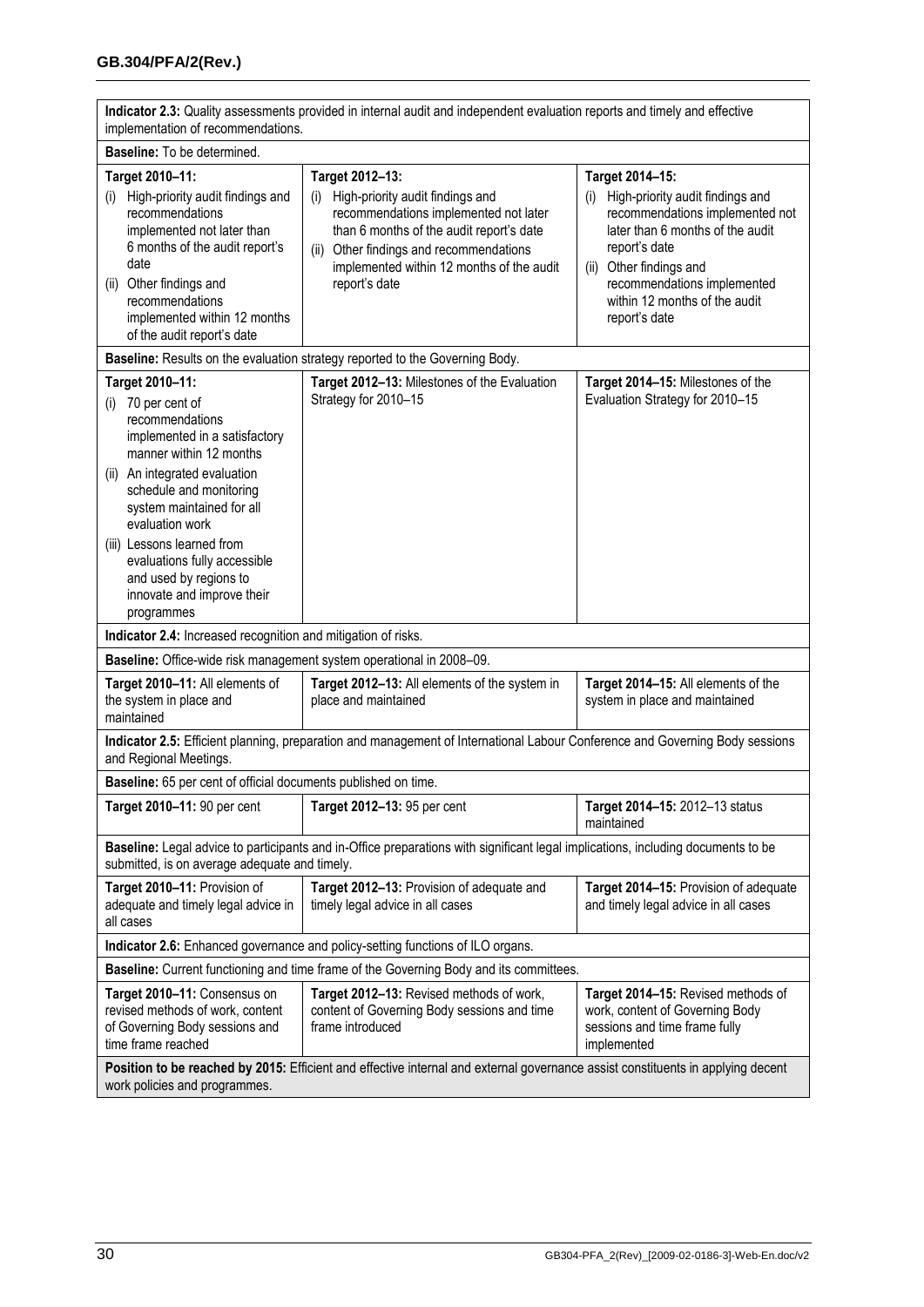| | | |
|---|---|---|
| **Indicator 2.3:** Quality assessments provided in internal audit and independent evaluation reports and timely and effective implementation of recommendations. | | |
| **Baseline:** To be determined. | | |
| **Target 2010–11:**<br>(i) High-priority audit findings and recommendations implemented not later than 6 months of the audit report's date<br>(ii) Other findings and recommendations implemented within 12 months of the audit report's date | **Target 2012–13:**<br>(i) High-priority audit findings and recommendations implemented not later than 6 months of the audit report's date<br>(ii) Other findings and recommendations implemented within 12 months of the audit report's date | **Target 2014–15:**<br>(i) High-priority audit findings and recommendations implemented not later than 6 months of the audit report's date<br>(ii) Other findings and recommendations implemented within 12 months of the audit report's date |
| **Baseline:** Results on the evaluation strategy reported to the Governing Body. | | |
| **Target 2010–11:**<br>(i) 70 per cent of recommendations implemented in a satisfactory manner within 12 months<br>(ii) An integrated evaluation schedule and monitoring system maintained for all evaluation work<br>(iii) Lessons learned from evaluations fully accessible and used by regions to innovate and improve their programmes | **Target 2012–13:** Milestones of the Evaluation Strategy for 2010–15 | **Target 2014–15:** Milestones of the Evaluation Strategy for 2010–15 |
| **Indicator 2.4:** Increased recognition and mitigation of risks. | | |
| **Baseline:** Office-wide risk management system operational in 2008–09. | | |
| **Target 2010–11:** All elements of the system in place and maintained | **Target 2012–13:** All elements of the system in place and maintained | **Target 2014–15:** All elements of the system in place and maintained |
| **Indicator 2.5:** Efficient planning, preparation and management of International Labour Conference and Governing Body sessions and Regional Meetings. | | |
| **Baseline:** 65 per cent of official documents published on time. | | |
| **Target 2010–11:** 90 per cent | **Target 2012–13:** 95 per cent | **Target 2014–15:** 2012–13 status maintained |
| **Baseline:** Legal advice to participants and in-Office preparations with significant legal implications, including documents to be submitted, is on average adequate and timely. | | |
| **Target 2010–11:** Provision of adequate and timely legal advice in all cases | **Target 2012–13:** Provision of adequate and timely legal advice in all cases | **Target 2014–15:** Provision of adequate and timely legal advice in all cases |
| **Indicator 2.6:** Enhanced governance and policy-setting functions of ILO organs. | | |
| **Baseline:** Current functioning and time frame of the Governing Body and its committees. | | |
| **Target 2010–11:** Consensus on revised methods of work, content of Governing Body sessions and time frame reached | **Target 2012–13:** Revised methods of work, content of Governing Body sessions and time frame introduced | **Target 2014–15:** Revised methods of work, content of Governing Body sessions and time frame fully implemented |
| **Position to be reached by 2015:** Efficient and effective internal and external governance assist constituents in applying decent work policies and programmes. | | |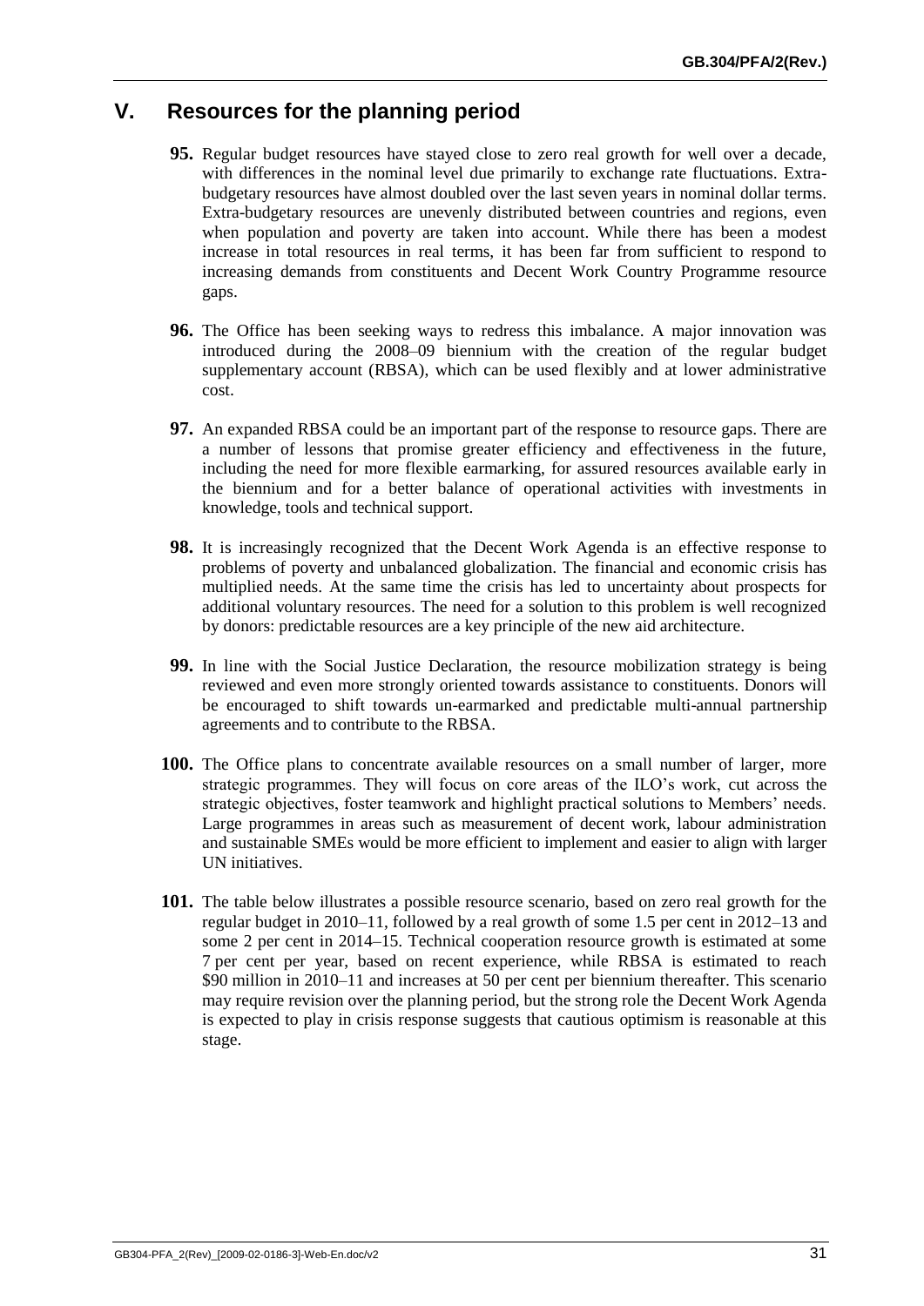## V. Resources for the planning period

**95.** Regular budget resources have stayed close to zero real growth for well over a decade, with differences in the nominal level due primarily to exchange rate fluctuations. Extra-budgetary resources have almost doubled over the last seven years in nominal dollar terms. Extra-budgetary resources are unevenly distributed between countries and regions, even when population and poverty are taken into account. While there has been a modest increase in total resources in real terms, it has been far from sufficient to respond to increasing demands from constituents and Decent Work Country Programme resource gaps.

**96.** The Office has been seeking ways to redress this imbalance. A major innovation was introduced during the 2008–09 biennium with the creation of the regular budget supplementary account (RBSA), which can be used flexibly and at lower administrative cost.

**97.** An expanded RBSA could be an important part of the response to resource gaps. There are a number of lessons that promise greater efficiency and effectiveness in the future, including the need for more flexible earmarking, for assured resources available early in the biennium and for a better balance of operational activities with investments in knowledge, tools and technical support.

**98.** It is increasingly recognized that the Decent Work Agenda is an effective response to problems of poverty and unbalanced globalization. The financial and economic crisis has multiplied needs. At the same time the crisis has led to uncertainty about prospects for additional voluntary resources. The need for a solution to this problem is well recognized by donors: predictable resources are a key principle of the new aid architecture.

**99.** In line with the Social Justice Declaration, the resource mobilization strategy is being reviewed and even more strongly oriented towards assistance to constituents. Donors will be encouraged to shift towards un-earmarked and predictable multi-annual partnership agreements and to contribute to the RBSA.

**100.** The Office plans to concentrate available resources on a small number of larger, more strategic programmes. They will focus on core areas of the ILO's work, cut across the strategic objectives, foster teamwork and highlight practical solutions to Members' needs. Large programmes in areas such as measurement of decent work, labour administration and sustainable SMEs would be more efficient to implement and easier to align with larger UN initiatives.

**101.** The table below illustrates a possible resource scenario, based on zero real growth for the regular budget in 2010–11, followed by a real growth of some 1.5 per cent in 2012–13 and some 2 per cent in 2014–15. Technical cooperation resource growth is estimated at some 7 per cent per year, based on recent experience, while RBSA is estimated to reach $90 million in 2010–11 and increases at 50 per cent per biennium thereafter. This scenario may require revision over the planning period, but the strong role the Decent Work Agenda is expected to play in crisis response suggests that cautious optimism is reasonable at this stage.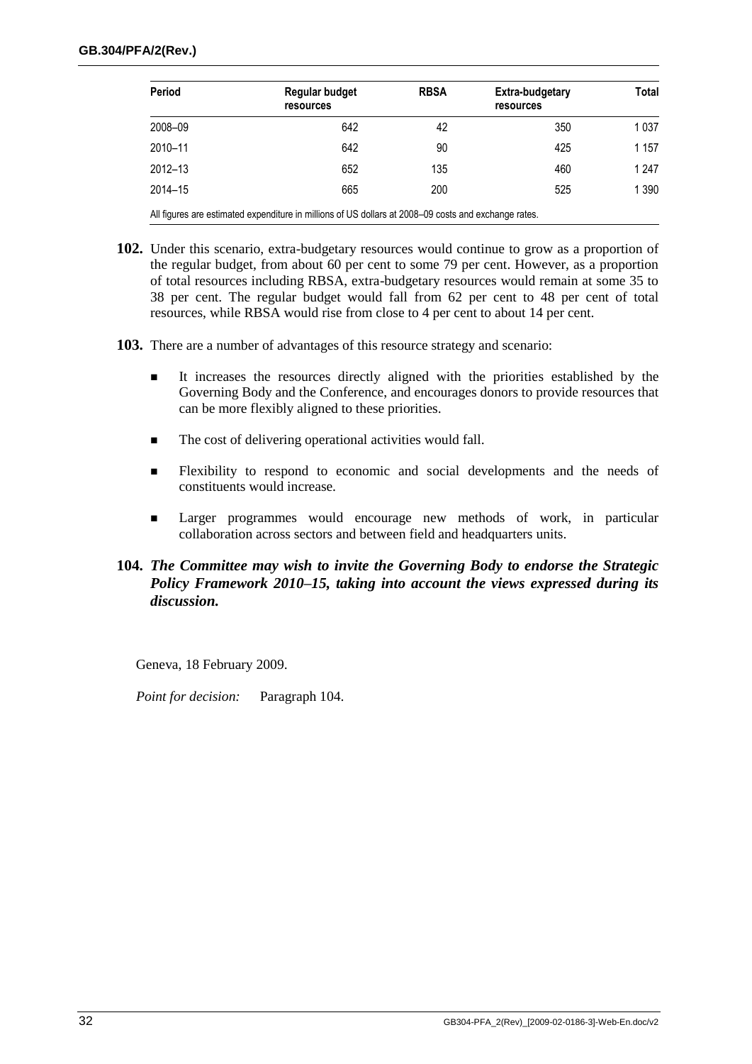| Period | Regular budget resources | RBSA | Extra-budgetary resources | Total |
|---|---|---|---|---|
| 2008–09 | 642 | 42 | 350 | 1 037 |
| 2010–11 | 642 | 90 | 425 | 1 157 |
| 2012–13 | 652 | 135 | 460 | 1 247 |
| 2014–15 | 665 | 200 | 525 | 1 390 |

All figures are estimated expenditure in millions of US dollars at 2008–09 costs and exchange rates.

**102.** Under this scenario, extra-budgetary resources would continue to grow as a proportion of the regular budget, from about 60 per cent to some 79 per cent. However, as a proportion of total resources including RBSA, extra-budgetary resources would remain at some 35 to 38 per cent. The regular budget would fall from 62 per cent to 48 per cent of total resources, while RBSA would rise from close to 4 per cent to about 14 per cent.

**103.** There are a number of advantages of this resource strategy and scenario:

- It increases the resources directly aligned with the priorities established by the Governing Body and the Conference, and encourages donors to provide resources that can be more flexibly aligned to these priorities.
- The cost of delivering operational activities would fall.
- Flexibility to respond to economic and social developments and the needs of constituents would increase.
- Larger programmes would encourage new methods of work, in particular collaboration across sectors and between field and headquarters units.

**104.** ***The Committee may wish to invite the Governing Body to endorse the Strategic Policy Framework 2010–15, taking into account the views expressed during its discussion.***

Geneva, 18 February 2009.

*Point for decision:* Paragraph 104.